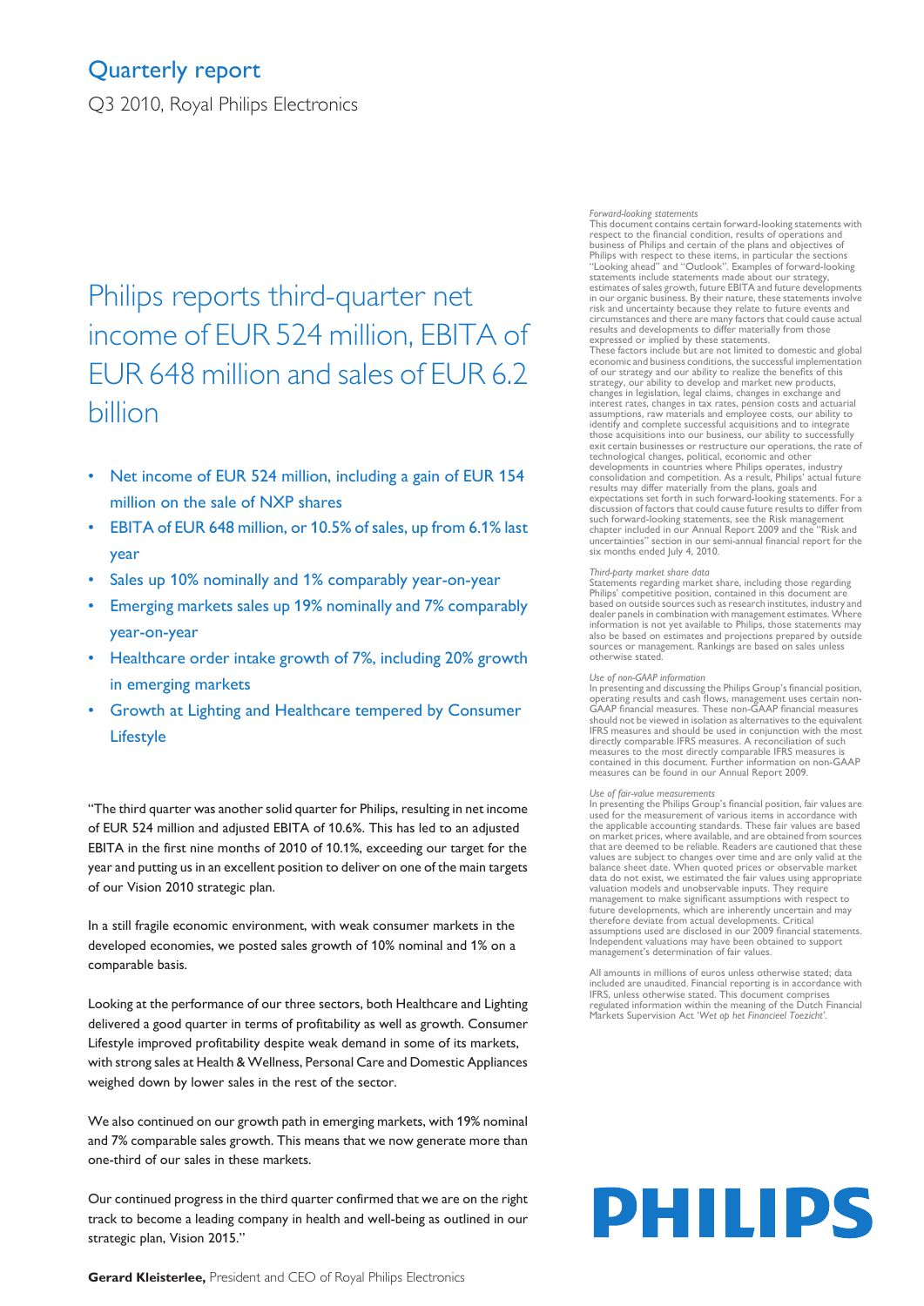# Quarterly report

Q3 2010, Royal Philips Electronics

## Philips reports third-quarter net income of EUR 524 million, EBITA of EUR 648 million and sales of EUR 6.2 billion

- Net income of EUR 524 million, including a gain of EUR 154 million on the sale of NXP shares
- EBITA of EUR 648 million, or 10.5% of sales, up from 6.1% last year
- Sales up 10% nominally and 1% comparably year-on-year
- Emerging markets sales up 19% nominally and 7% comparably year-on-year
- Healthcare order intake growth of 7%, including 20% growth in emerging markets
- Growth at Lighting and Healthcare tempered by Consumer Lifestyle

"The third quarter was another solid quarter for Philips, resulting in net income of EUR 524 million and adjusted EBITA of 10.6%. This has led to an adjusted EBITA in the first nine months of 2010 of 10.1%, exceeding our target for the year and putting us in an excellent position to deliver on one of the main targets of our Vision 2010 strategic plan.

In a still fragile economic environment, with weak consumer markets in the developed economies, we posted sales growth of 10% nominal and 1% on a comparable basis.

Looking at the performance of our three sectors, both Healthcare and Lighting delivered a good quarter in terms of profitability as well as growth. Consumer Lifestyle improved profitability despite weak demand in some of its markets, with strong sales at Health & Wellness, Personal Care and Domestic Appliances weighed down by lower sales in the rest of the sector.

We also continued on our growth path in emerging markets, with 19% nominal and 7% comparable sales growth. This means that we now generate more than one-third of our sales in these markets.

Our continued progress in the third quarter confirmed that we are on the right track to become a leading company in health and well-being as outlined in our strategic plan, Vision 2015."

**Gerard Kleisterlee,** President and CEO of Royal Philips Electronics

*Forward-looking statements*

This document contains certain forward-looking statements with respect to the financial condition, results of operations and business of Philips and certain of the plans and objectives of Philips with respect to these items, in particular the sections "Looking ahead" and "Outlook". Examples of forward-looking statements include statements made about our strategy, estimates of sales growth, future EBITA and future developments in our organic business. By their nature, these statements involve risk and uncertainty because they relate to future events and circumstances and there are many factors that could cause actual results and developments to differ materially from those expressed or implied by these statements.

These factors include but are not limited to domestic and global economic and business conditions, the successful implementation of our strategy and our ability to realize the benefits of this strategy, our ability to develop and market new products, changes in legislation, legal claims, changes in exchange and interest rates, changes in tax rates, pension costs and actuarial assumptions, raw materials and employee costs, our ability to identify and complete successful acquisitions and to integrate those acquisitions into our business, our ability to successfully exit certain businesses or restructure our operations, the rate of technological changes, political, economic and other developments in countries where Philips operates, industry consolidation and competition. As a result, Philips' actual future results may differ materially from the plans, goals and expectations set forth in such forward-looking statements. For a discussion of factors that could cause future results to differ from such forward-looking statements, see the Risk management chapter included in our Annual Report 2009 and the "Risk and uncertainties" section in our semi-annual financial report for the six months ended July 4, 2010.

*Third-party market share data*

Statements regarding market share, including those regarding Philips' competitive position, contained in this document are based on outside sources such as research institutes, industry and dealer panels in combination with management estimates. Where information is not yet available to Philips, those statements may also be based on estimates and projections prepared by outside sources or management. Rankings are based on sales unless otherwise stated.

*Use of non-GAAP information*

In presenting and discussing the Philips Group's financial position, operating results and cash flows, management uses certain non-GAAP financial measures. These non-GAAP financial measures should not be viewed in isolation as alternatives to the equivalent IFRS measures and should be used in conjunction with the most directly comparable IFRS measures. A reconciliation of such measures to the most directly comparable IFRS measures is contained in this document. Further information on non-GAAP measures can be found in our Annual Report 2009.

*Use of fair-value measurements*

In presenting the Philips Group's financial position, fair values are used for the measurement of various items in accordance with the applicable accounting standards. These fair values are based on market prices, where available, and are obtained from sources that are deemed to be reliable. Readers are cautioned that these values are subject to changes over time and are only valid at the balance sheet date. When quoted prices or observable market data do not exist, we estimated the fair values using appropriate valuation models and unobservable inputs. They require management to make significant assumptions with respect to future developments, which are inherently uncertain and may therefore deviate from actual developments. Critical assumptions used are disclosed in our 2009 financial statements. Independent valuations may have been obtained to support management's determination of fair values.

All amounts in millions of euros unless otherwise stated; data included are unaudited. Financial reporting is in accordance with IFRS, unless otherwise stated. This document comprises regulated information within the meaning of the Dutch Financial Markets Supervision Act '*Wet op het Financieel Toezicht*'.

PHILIPS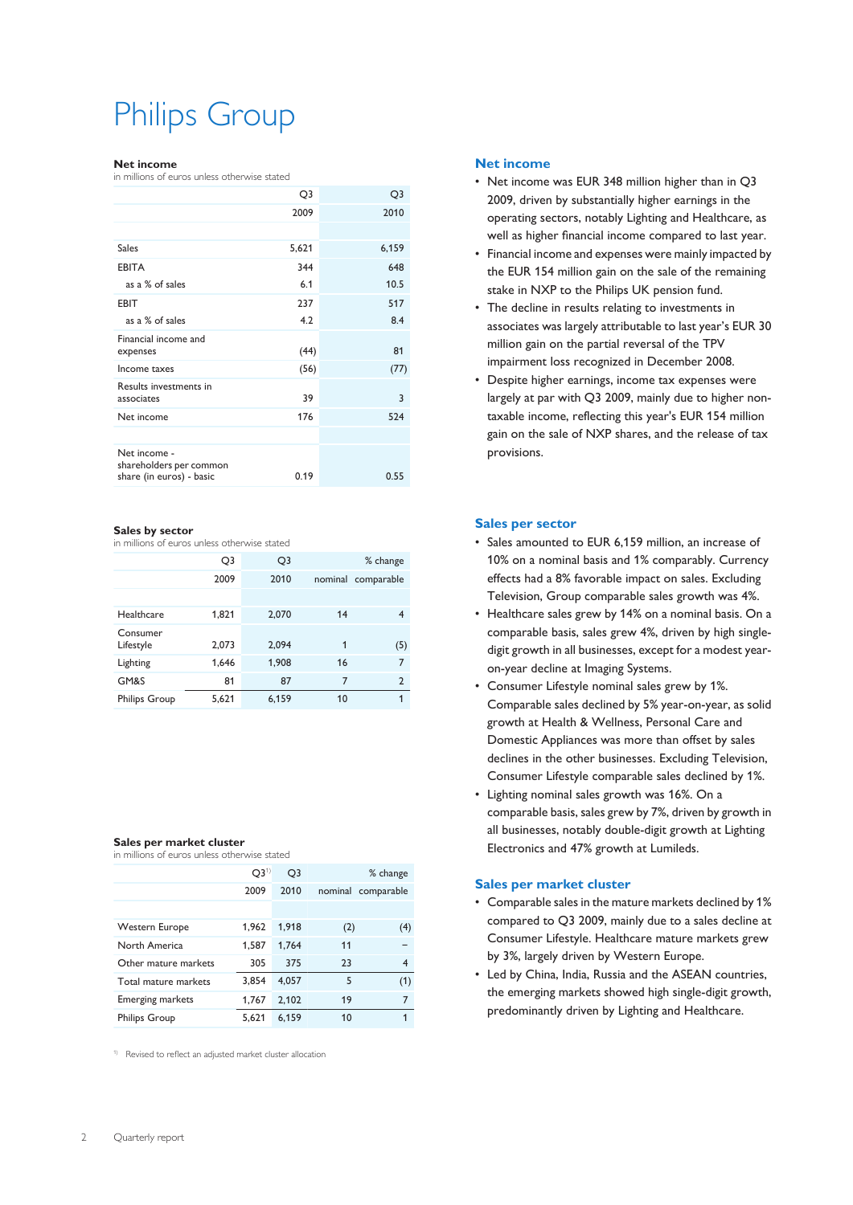# Philips Group

**Net income**

in millions of euros unless otherwise stated

| | Q3 2009 | Q3 2010 |
|---|---|---|
| Sales | 5,621 | 6,159 |
| EBITA | 344 | 648 |
| as a % of sales | 6.1 | 10.5 |
| EBIT | 237 | 517 |
| as a % of sales | 4.2 | 8.4 |
| Financial income and expenses | (44) | 81 |
| Income taxes | (56) | (77) |
| Results investments in associates | 39 | 3 |
| Net income | 176 | 524 |
| Net income - shareholders per common share (in euros) - basic | 0.19 | 0.55 |

## Net income

- Net income was EUR 348 million higher than in Q3 2009, driven by substantially higher earnings in the operating sectors, notably Lighting and Healthcare, as well as higher financial income compared to last year.
- Financial income and expenses were mainly impacted by the EUR 154 million gain on the sale of the remaining stake in NXP to the Philips UK pension fund.
- The decline in results relating to investments in associates was largely attributable to last year's EUR 30 million gain on the partial reversal of the TPV impairment loss recognized in December 2008.
- Despite higher earnings, income tax expenses were largely at par with Q3 2009, mainly due to higher non-taxable income, reflecting this year's EUR 154 million gain on the sale of NXP shares, and the release of tax provisions.

**Sales by sector**

in millions of euros unless otherwise stated

| | Q3 2009 | Q3 2010 | % change nominal | % change comparable |
|---|---|---|---|---|
| Healthcare | 1,821 | 2,070 | 14 | 4 |
| Consumer Lifestyle | 2,073 | 2,094 | 1 | (5) |
| Lighting | 1,646 | 1,908 | 16 | 7 |
| GM&S | 81 | 87 | 7 | 2 |
| Philips Group | 5,621 | 6,159 | 10 | 1 |

## Sales per sector

- Sales amounted to EUR 6,159 million, an increase of 10% on a nominal basis and 1% comparably. Currency effects had a 8% favorable impact on sales. Excluding Television, Group comparable sales growth was 4%.
- Healthcare sales grew by 14% on a nominal basis. On a comparable basis, sales grew 4%, driven by high single-digit growth in all businesses, except for a modest year-on-year decline at Imaging Systems.
- Consumer Lifestyle nominal sales grew by 1%. Comparable sales declined by 5% year-on-year, as solid growth at Health & Wellness, Personal Care and Domestic Appliances was more than offset by sales declines in the other businesses. Excluding Television, Consumer Lifestyle comparable sales declined by 1%.
- Lighting nominal sales growth was 16%. On a comparable basis, sales grew by 7%, driven by growth in all businesses, notably double-digit growth at Lighting Electronics and 47% growth at Lumileds.

**Sales per market cluster**

in millions of euros unless otherwise stated

| | Q3[1] 2009 | Q3 2010 | % change nominal | % change comparable |
|---|---|---|---|---|
| Western Europe | 1,962 | 1,918 | (2) | (4) |
| North America | 1,587 | 1,764 | 11 | – |
| Other mature markets | 305 | 375 | 23 | 4 |
| Total mature markets | 3,854 | 4,057 | 5 | (1) |
| Emerging markets | 1,767 | 2,102 | 19 | 7 |
| Philips Group | 5,621 | 6,159 | 10 | 1 |

[1] Revised to reflect an adjusted market cluster allocation

## Sales per market cluster

- Comparable sales in the mature markets declined by 1% compared to Q3 2009, mainly due to a sales decline at Consumer Lifestyle. Healthcare mature markets grew by 3%, largely driven by Western Europe.
- Led by China, India, Russia and the ASEAN countries, the emerging markets showed high single-digit growth, predominantly driven by Lighting and Healthcare.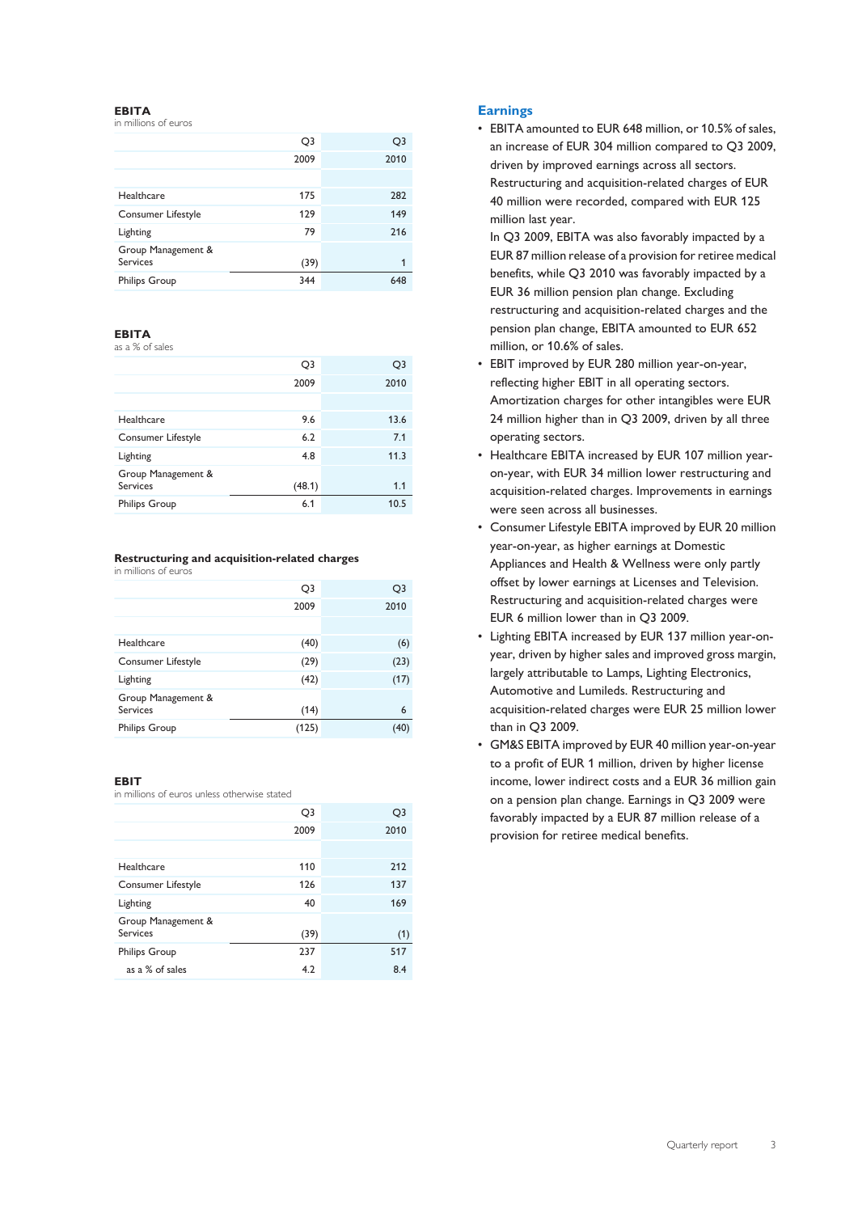### EBITA

in millions of euros

| | Q3 2009 | Q3 2010 |
|---|---|---|
| Healthcare | 175 | 282 |
| Consumer Lifestyle | 129 | 149 |
| Lighting | 79 | 216 |
| Group Management & Services | (39) | 1 |
| Philips Group | 344 | 648 |

### EBITA

as a % of sales

| | Q3 2009 | Q3 2010 |
|---|---|---|
| Healthcare | 9.6 | 13.6 |
| Consumer Lifestyle | 6.2 | 7.1 |
| Lighting | 4.8 | 11.3 |
| Group Management & Services | (48.1) | 1.1 |
| Philips Group | 6.1 | 10.5 |

### Restructuring and acquisition-related charges

in millions of euros

| | Q3 2009 | Q3 2010 |
|---|---|---|
| Healthcare | (40) | (6) |
| Consumer Lifestyle | (29) | (23) |
| Lighting | (42) | (17) |
| Group Management & Services | (14) | 6 |
| Philips Group | (125) | (40) |

### EBIT

in millions of euros unless otherwise stated

| | Q3 2009 | Q3 2010 |
|---|---|---|
| Healthcare | 110 | 212 |
| Consumer Lifestyle | 126 | 137 |
| Lighting | 40 | 169 |
| Group Management & Services | (39) | (1) |
| Philips Group | 237 | 517 |
| as a % of sales | 4.2 | 8.4 |

## Earnings

- EBITA amounted to EUR 648 million, or 10.5% of sales, an increase of EUR 304 million compared to Q3 2009, driven by improved earnings across all sectors. Restructuring and acquisition-related charges of EUR 40 million were recorded, compared with EUR 125 million last year.
  In Q3 2009, EBITA was also favorably impacted by a EUR 87 million release of a provision for retiree medical benefits, while Q3 2010 was favorably impacted by a EUR 36 million pension plan change. Excluding restructuring and acquisition-related charges and the pension plan change, EBITA amounted to EUR 652 million, or 10.6% of sales.
- EBIT improved by EUR 280 million year-on-year, reflecting higher EBIT in all operating sectors. Amortization charges for other intangibles were EUR 24 million higher than in Q3 2009, driven by all three operating sectors.
- Healthcare EBITA increased by EUR 107 million year-on-year, with EUR 34 million lower restructuring and acquisition-related charges. Improvements in earnings were seen across all businesses.
- Consumer Lifestyle EBITA improved by EUR 20 million year-on-year, as higher earnings at Domestic Appliances and Health & Wellness were only partly offset by lower earnings at Licenses and Television. Restructuring and acquisition-related charges were EUR 6 million lower than in Q3 2009.
- Lighting EBITA increased by EUR 137 million year-on-year, driven by higher sales and improved gross margin, largely attributable to Lamps, Lighting Electronics, Automotive and Lumileds. Restructuring and acquisition-related charges were EUR 25 million lower than in Q3 2009.
- GM&S EBITA improved by EUR 40 million year-on-year to a profit of EUR 1 million, driven by higher license income, lower indirect costs and a EUR 36 million gain on a pension plan change. Earnings in Q3 2009 were favorably impacted by a EUR 87 million release of a provision for retiree medical benefits.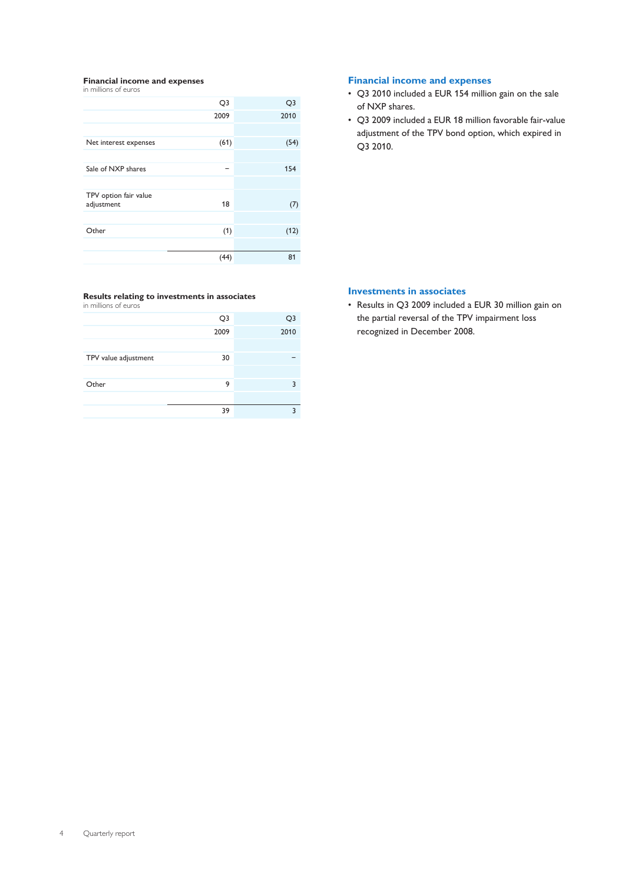**Financial income and expenses**
in millions of euros

| | Q3 2009 | Q3 2010 |
|---|---|---|
| Net interest expenses | (61) | (54) |
| Sale of NXP shares | – | 154 |
| TPV option fair value adjustment | 18 | (7) |
| Other | (1) | (12) |
| | (44) | 81 |

### Financial income and expenses

- Q3 2010 included a EUR 154 million gain on the sale of NXP shares.
- Q3 2009 included a EUR 18 million favorable fair-value adjustment of the TPV bond option, which expired in Q3 2010.

**Results relating to investments in associates**
in millions of euros

| | Q3 2009 | Q3 2010 |
|---|---|---|
| TPV value adjustment | 30 | – |
| Other | 9 | 3 |
| | 39 | 3 |

### Investments in associates

- Results in Q3 2009 included a EUR 30 million gain on the partial reversal of the TPV impairment loss recognized in December 2008.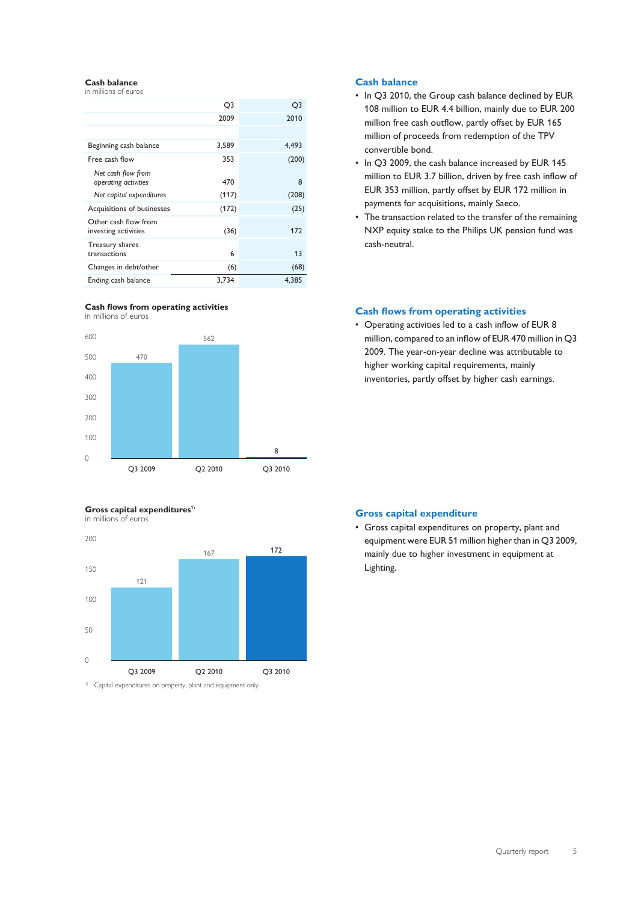## Cash balance

in millions of euros

| | Q3 2009 | Q3 2010 |
|---|---|---|
| Beginning cash balance | 3,589 | 4,493 |
| Free cash flow | 353 | (200) |
| *Net cash flow from operating activities* | 470 | 8 |
| *Net capital expenditures* | (117) | (208) |
| Acquisitions of businesses | (172) | (25) |
| Other cash flow from investing activities | (36) | 172 |
| Treasury shares transactions | 6 | 13 |
| Changes in debt/other | (6) | (68) |
| Ending cash balance | 3,734 | 4,385 |

## Cash flows from operating activities

in millions of euros

| Q3 2009 | Q2 2010 | Q3 2010 |
|---|---|---|
| 470 | 562 | 8 |

## Gross capital expenditures[1)]

in millions of euros

| Q3 2009 | Q2 2010 | Q3 2010 |
|---|---|---|
| 121 | 167 | 172 |

[1)] Capital expenditures on property, plant and equipment only

## Cash balance

- In Q3 2010, the Group cash balance declined by EUR 108 million to EUR 4.4 billion, mainly due to EUR 200 million free cash outflow, partly offset by EUR 165 million of proceeds from redemption of the TPV convertible bond.
- In Q3 2009, the cash balance increased by EUR 145 million to EUR 3.7 billion, driven by free cash inflow of EUR 353 million, partly offset by EUR 172 million in payments for acquisitions, mainly Saeco.
- The transaction related to the transfer of the remaining NXP equity stake to the Philips UK pension fund was cash-neutral.

## Cash flows from operating activities

- Operating activities led to a cash inflow of EUR 8 million, compared to an inflow of EUR 470 million in Q3 2009. The year-on-year decline was attributable to higher working capital requirements, mainly inventories, partly offset by higher cash earnings.

## Gross capital expenditure

- Gross capital expenditures on property, plant and equipment were EUR 51 million higher than in Q3 2009, mainly due to higher investment in equipment at Lighting.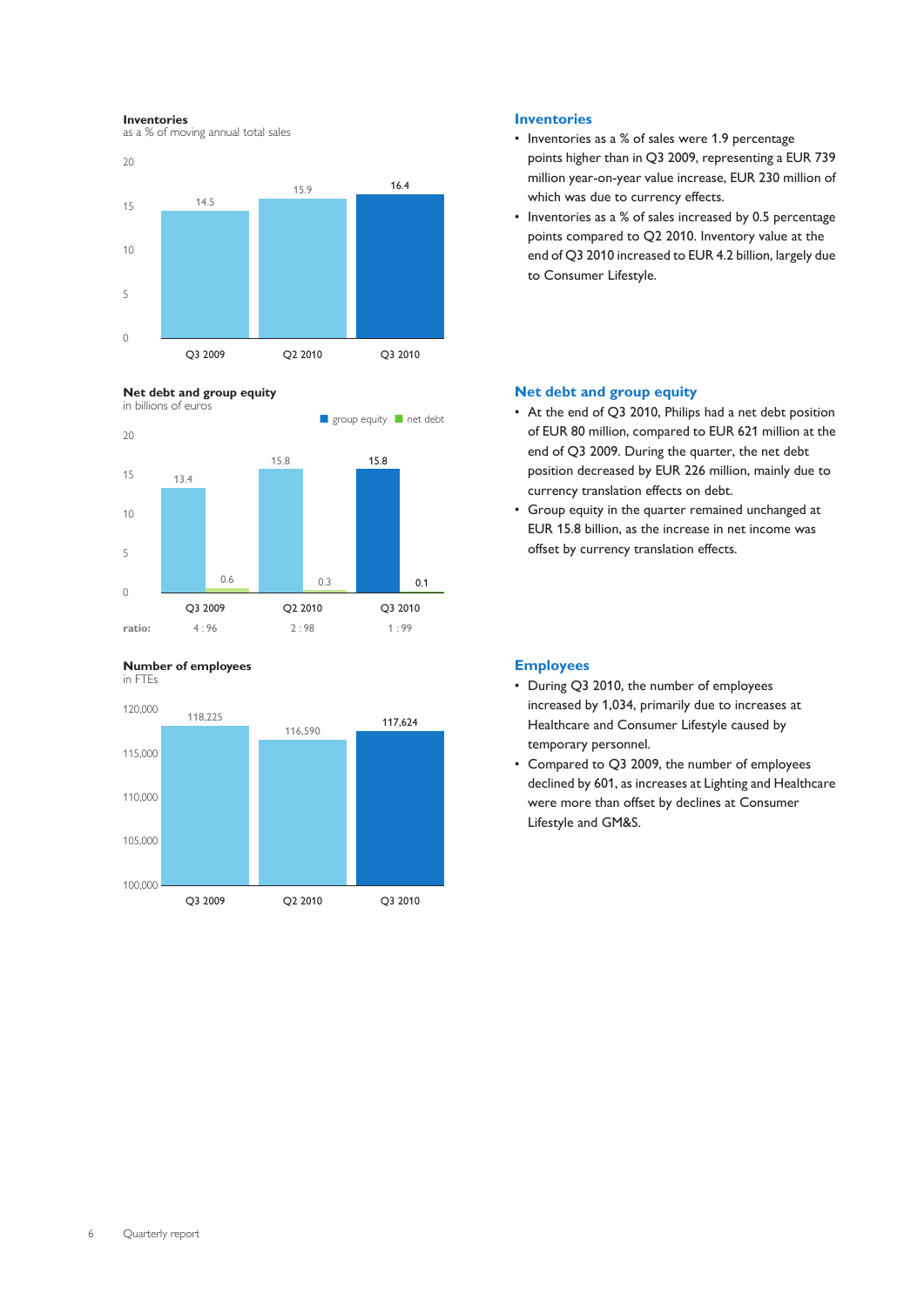**Inventories**
as a % of moving annual total sales

| | Q3 2009 | Q2 2010 | Q3 2010 |
|---|---|---|---|
| Inventories | 14.5 | 15.9 | 16.4 |

## Inventories

- Inventories as a % of sales were 1.9 percentage points higher than in Q3 2009, representing a EUR 739 million year-on-year value increase, EUR 230 million of which was due to currency effects.
- Inventories as a % of sales increased by 0.5 percentage points compared to Q2 2010. Inventory value at the end of Q3 2010 increased to EUR 4.2 billion, largely due to Consumer Lifestyle.

**Net debt and group equity**
in billions of euros

| | Q3 2009 | Q2 2010 | Q3 2010 |
|---|---|---|---|
| group equity | 13.4 | 15.8 | 15.8 |
| net debt | 0.6 | 0.3 | 0.1 |
| ratio: | 4 : 96 | 2 : 98 | 1 : 99 |

## Net debt and group equity

- At the end of Q3 2010, Philips had a net debt position of EUR 80 million, compared to EUR 621 million at the end of Q3 2009. During the quarter, the net debt position decreased by EUR 226 million, mainly due to currency translation effects on debt.
- Group equity in the quarter remained unchanged at EUR 15.8 billion, as the increase in net income was offset by currency translation effects.

**Number of employees**
in FTEs

| | Q3 2009 | Q2 2010 | Q3 2010 |
|---|---|---|---|
| Number of employees | 118,225 | 116,590 | 117,624 |

## Employees

- During Q3 2010, the number of employees increased by 1,034, primarily due to increases at Healthcare and Consumer Lifestyle caused by temporary personnel.
- Compared to Q3 2009, the number of employees declined by 601, as increases at Lighting and Healthcare were more than offset by declines at Consumer Lifestyle and GM&S.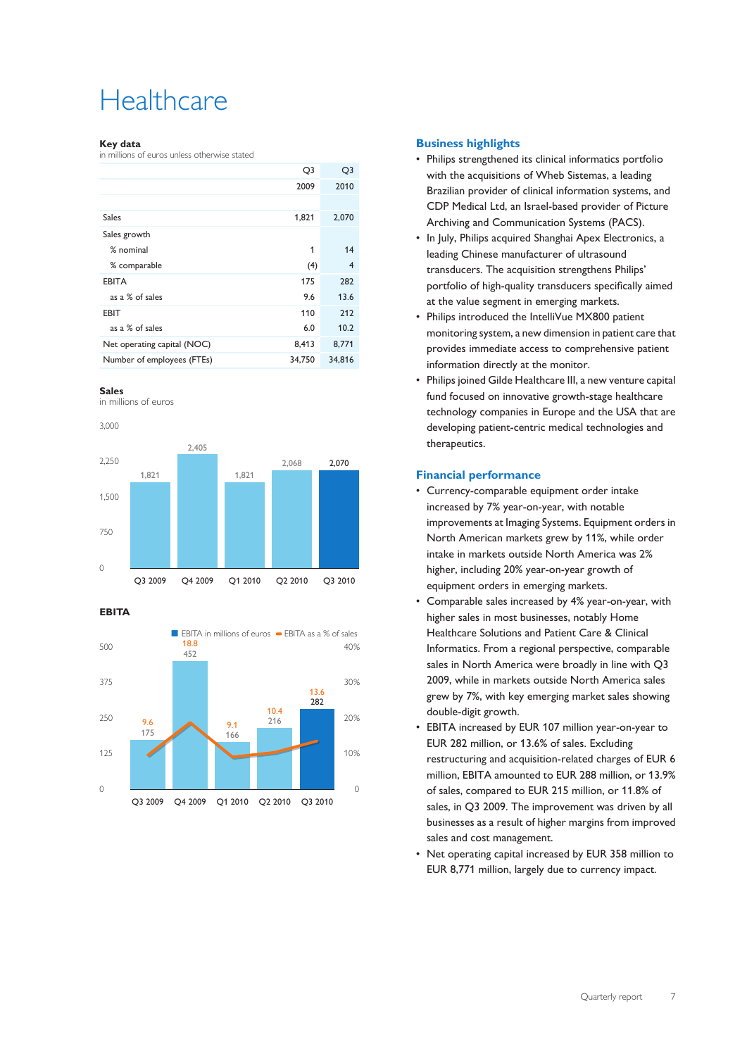# Healthcare

**Key data**
in millions of euros unless otherwise stated

| | Q3 2009 | Q3 2010 |
|---|---|---|
| Sales | 1,821 | 2,070 |
| Sales growth | | |
| % nominal | 1 | 14 |
| % comparable | (4) | 4 |
| EBITA | 175 | 282 |
| as a % of sales | 9.6 | 13.6 |
| EBIT | 110 | 212 |
| as a % of sales | 6.0 | 10.2 |
| Net operating capital (NOC) | 8,413 | 8,771 |
| Number of employees (FTEs) | 34,750 | 34,816 |

**Sales**
in millions of euros

| Q3 2009 | Q4 2009 | Q1 2010 | Q2 2010 | Q3 2010 |
|---|---|---|---|---|
| 1,821 | 2,405 | 1,821 | 2,068 | 2,070 |

**EBITA**

| | Q3 2009 | Q4 2009 | Q1 2010 | Q2 2010 | Q3 2010 |
|---|---|---|---|---|---|
| EBITA in millions of euros | 175 | 452 | 166 | 216 | 282 |
| EBITA as a % of sales | 9.6 | 18.8 | 9.1 | 10.4 | 13.6 |

## Business highlights

- Philips strengthened its clinical informatics portfolio with the acquisitions of Wheb Sistemas, a leading Brazilian provider of clinical information systems, and CDP Medical Ltd, an Israel-based provider of Picture Archiving and Communication Systems (PACS).
- In July, Philips acquired Shanghai Apex Electronics, a leading Chinese manufacturer of ultrasound transducers. The acquisition strengthens Philips' portfolio of high-quality transducers specifically aimed at the value segment in emerging markets.
- Philips introduced the IntelliVue MX800 patient monitoring system, a new dimension in patient care that provides immediate access to comprehensive patient information directly at the monitor.
- Philips joined Gilde Healthcare III, a new venture capital fund focused on innovative growth-stage healthcare technology companies in Europe and the USA that are developing patient-centric medical technologies and therapeutics.

## Financial performance

- Currency-comparable equipment order intake increased by 7% year-on-year, with notable improvements at Imaging Systems. Equipment orders in North American markets grew by 11%, while order intake in markets outside North America was 2% higher, including 20% year-on-year growth of equipment orders in emerging markets.
- Comparable sales increased by 4% year-on-year, with higher sales in most businesses, notably Home Healthcare Solutions and Patient Care & Clinical Informatics. From a regional perspective, comparable sales in North America were broadly in line with Q3 2009, while in markets outside North America sales grew by 7%, with key emerging market sales showing double-digit growth.
- EBITA increased by EUR 107 million year-on-year to EUR 282 million, or 13.6% of sales. Excluding restructuring and acquisition-related charges of EUR 6 million, EBITA amounted to EUR 288 million, or 13.9% of sales, compared to EUR 215 million, or 11.8% of sales, in Q3 2009. The improvement was driven by all businesses as a result of higher margins from improved sales and cost management.
- Net operating capital increased by EUR 358 million to EUR 8,771 million, largely due to currency impact.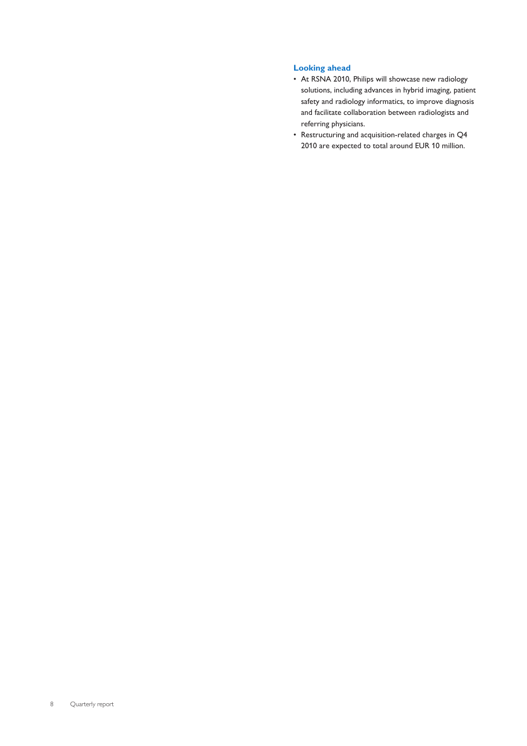### Looking ahead

- At RSNA 2010, Philips will showcase new radiology solutions, including advances in hybrid imaging, patient safety and radiology informatics, to improve diagnosis and facilitate collaboration between radiologists and referring physicians.
- Restructuring and acquisition-related charges in Q4 2010 are expected to total around EUR 10 million.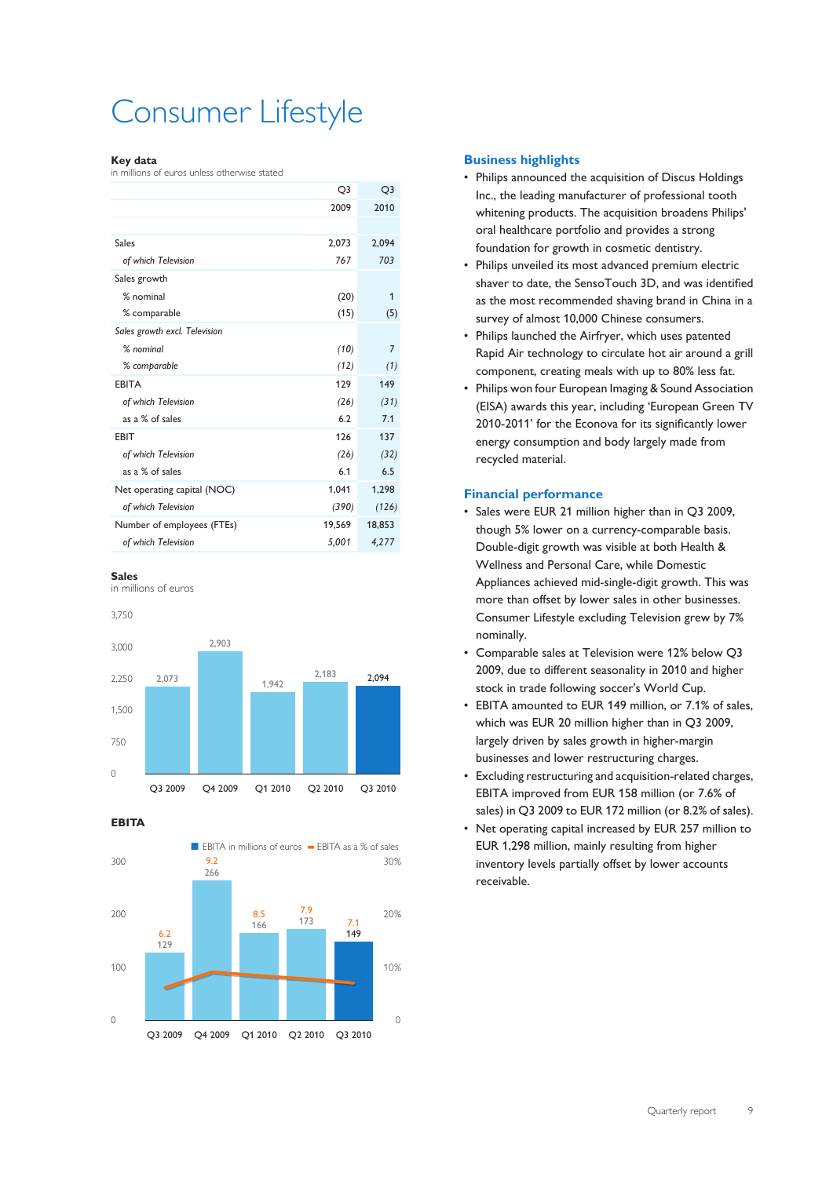# Consumer Lifestyle

**Key data**

in millions of euros unless otherwise stated

| | Q3 2009 | Q3 2010 |
|---|---|---|
| Sales | 2,073 | 2,094 |
| *of which Television* | *767* | *703* |
| Sales growth | | |
| % nominal | (20) | 1 |
| % comparable | (15) | (5) |
| *Sales growth excl. Television* | | |
| *% nominal* | *(10)* | *7* |
| *% comparable* | *(12)* | *(1)* |
| EBITA | 129 | 149 |
| *of which Television* | *(26)* | *(31)* |
| as a % of sales | 6.2 | 7.1 |
| EBIT | 126 | 137 |
| *of which Television* | *(26)* | *(32)* |
| as a % of sales | 6.1 | 6.5 |
| Net operating capital (NOC) | 1,041 | 1,298 |
| *of which Television* | *(390)* | *(126)* |
| Number of employees (FTEs) | 19,569 | 18,853 |
| *of which Television* | *5,001* | *4,277* |

**Sales**

in millions of euros

| Q3 2009 | Q4 2009 | Q1 2010 | Q2 2010 | Q3 2010 |
|---|---|---|---|---|
| 2,073 | 2,903 | 1,942 | 2,183 | 2,094 |

**EBITA**

| | Q3 2009 | Q4 2009 | Q1 2010 | Q2 2010 | Q3 2010 |
|---|---|---|---|---|---|
| EBITA in millions of euros | 129 | 266 | 166 | 173 | 149 |
| EBITA as a % of sales | 6.2 | 9.2 | 8.5 | 7.9 | 7.1 |

## Business highlights

- Philips announced the acquisition of Discus Holdings Inc., the leading manufacturer of professional tooth whitening products. The acquisition broadens Philips' oral healthcare portfolio and provides a strong foundation for growth in cosmetic dentistry.
- Philips unveiled its most advanced premium electric shaver to date, the SensoTouch 3D, and was identified as the most recommended shaving brand in China in a survey of almost 10,000 Chinese consumers.
- Philips launched the Airfryer, which uses patented Rapid Air technology to circulate hot air around a grill component, creating meals with up to 80% less fat.
- Philips won four European Imaging & Sound Association (EISA) awards this year, including 'European Green TV 2010-2011' for the Econova for its significantly lower energy consumption and body largely made from recycled material.

## Financial performance

- Sales were EUR 21 million higher than in Q3 2009, though 5% lower on a currency-comparable basis. Double-digit growth was visible at both Health & Wellness and Personal Care, while Domestic Appliances achieved mid-single-digit growth. This was more than offset by lower sales in other businesses. Consumer Lifestyle excluding Television grew by 7% nominally.
- Comparable sales at Television were 12% below Q3 2009, due to different seasonality in 2010 and higher stock in trade following soccer's World Cup.
- EBITA amounted to EUR 149 million, or 7.1% of sales, which was EUR 20 million higher than in Q3 2009, largely driven by sales growth in higher-margin businesses and lower restructuring charges.
- Excluding restructuring and acquisition-related charges, EBITA improved from EUR 158 million (or 7.6% of sales) in Q3 2009 to EUR 172 million (or 8.2% of sales).
- Net operating capital increased by EUR 257 million to EUR 1,298 million, mainly resulting from higher inventory levels partially offset by lower accounts receivable.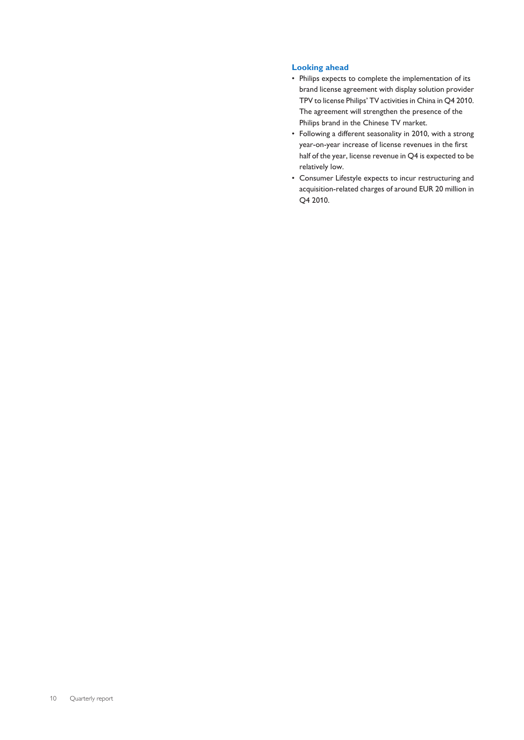### Looking ahead

- Philips expects to complete the implementation of its brand license agreement with display solution provider TPV to license Philips' TV activities in China in Q4 2010. The agreement will strengthen the presence of the Philips brand in the Chinese TV market.
- Following a different seasonality in 2010, with a strong year-on-year increase of license revenues in the first half of the year, license revenue in Q4 is expected to be relatively low.
- Consumer Lifestyle expects to incur restructuring and acquisition-related charges of around EUR 20 million in Q4 2010.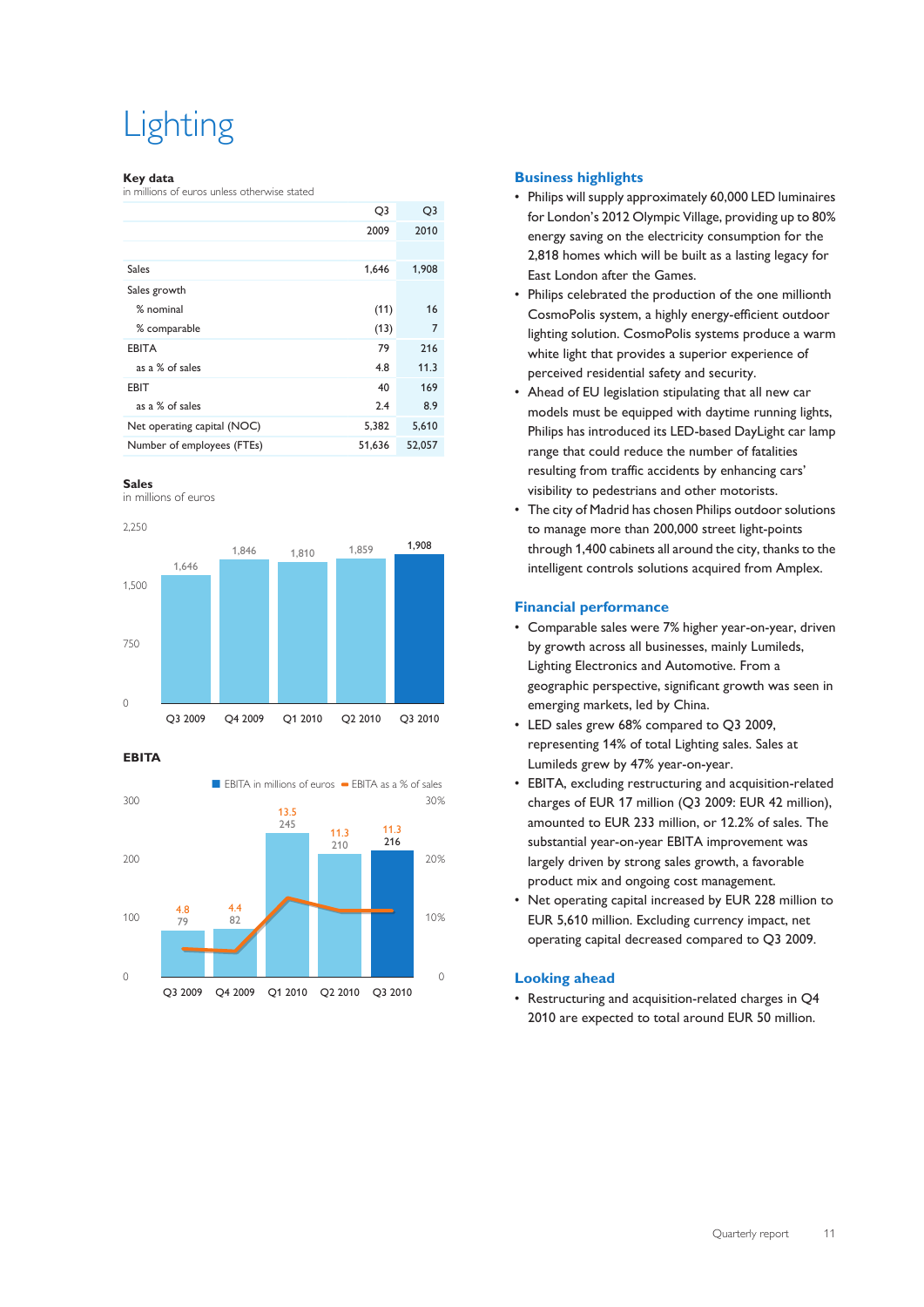# Lighting

**Key data**

in millions of euros unless otherwise stated

| | Q3 2009 | Q3 2010 |
|---|---|---|
| Sales | 1,646 | 1,908 |
| Sales growth | | |
| % nominal | (11) | 16 |
| % comparable | (13) | 7 |
| EBITA | 79 | 216 |
| as a % of sales | 4.8 | 11.3 |
| EBIT | 40 | 169 |
| as a % of sales | 2.4 | 8.9 |
| Net operating capital (NOC) | 5,382 | 5,610 |
| Number of employees (FTEs) | 51,636 | 52,057 |

**Sales**

in millions of euros

| Q3 2009 | Q4 2009 | Q1 2010 | Q2 2010 | Q3 2010 |
|---|---|---|---|---|
| 1,646 | 1,846 | 1,810 | 1,859 | 1,908 |

**EBITA**

| | Q3 2009 | Q4 2009 | Q1 2010 | Q2 2010 | Q3 2010 |
|---|---|---|---|---|---|
| EBITA in millions of euros | 79 | 82 | 245 | 210 | 216 |
| EBITA as a % of sales | 4.8 | 4.4 | 13.5 | 11.3 | 11.3 |

## Business highlights

- Philips will supply approximately 60,000 LED luminaires for London's 2012 Olympic Village, providing up to 80% energy saving on the electricity consumption for the 2,818 homes which will be built as a lasting legacy for East London after the Games.
- Philips celebrated the production of the one millionth CosmoPolis system, a highly energy-efficient outdoor lighting solution. CosmoPolis systems produce a warm white light that provides a superior experience of perceived residential safety and security.
- Ahead of EU legislation stipulating that all new car models must be equipped with daytime running lights, Philips has introduced its LED-based DayLight car lamp range that could reduce the number of fatalities resulting from traffic accidents by enhancing cars' visibility to pedestrians and other motorists.
- The city of Madrid has chosen Philips outdoor solutions to manage more than 200,000 street light-points through 1,400 cabinets all around the city, thanks to the intelligent controls solutions acquired from Amplex.

## Financial performance

- Comparable sales were 7% higher year-on-year, driven by growth across all businesses, mainly Lumileds, Lighting Electronics and Automotive. From a geographic perspective, significant growth was seen in emerging markets, led by China.
- LED sales grew 68% compared to Q3 2009, representing 14% of total Lighting sales. Sales at Lumileds grew by 47% year-on-year.
- EBITA, excluding restructuring and acquisition-related charges of EUR 17 million (Q3 2009: EUR 42 million), amounted to EUR 233 million, or 12.2% of sales. The substantial year-on-year EBITA improvement was largely driven by strong sales growth, a favorable product mix and ongoing cost management.
- Net operating capital increased by EUR 228 million to EUR 5,610 million. Excluding currency impact, net operating capital decreased compared to Q3 2009.

## Looking ahead

- Restructuring and acquisition-related charges in Q4 2010 are expected to total around EUR 50 million.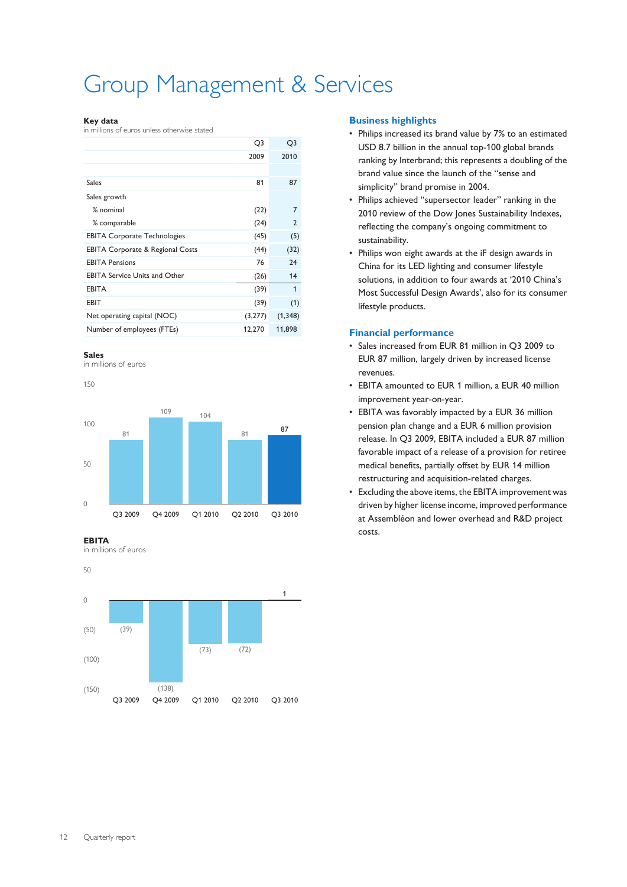# Group Management & Services

**Key data**
in millions of euros unless otherwise stated

| | Q3 2009 | Q3 2010 |
|---|---|---|
| Sales | 81 | 87 |
| Sales growth | | |
| % nominal | (22) | 7 |
| % comparable | (24) | 2 |
| EBITA Corporate Technologies | (45) | (5) |
| EBITA Corporate & Regional Costs | (44) | (32) |
| EBITA Pensions | 76 | 24 |
| EBITA Service Units and Other | (26) | 14 |
| EBITA | (39) | 1 |
| EBIT | (39) | (1) |
| Net operating capital (NOC) | (3,277) | (1,348) |
| Number of employees (FTEs) | 12,270 | 11,898 |

**Sales**
in millions of euros

| Q3 2009 | Q4 2009 | Q1 2010 | Q2 2010 | Q3 2010 |
|---|---|---|---|---|
| 81 | 109 | 104 | 81 | 87 |

**EBITA**
in millions of euros

| Q3 2009 | Q4 2009 | Q1 2010 | Q2 2010 | Q3 2010 |
|---|---|---|---|---|
| (39) | (138) | (73) | (72) | 1 |

## Business highlights

- Philips increased its brand value by 7% to an estimated USD 8.7 billion in the annual top-100 global brands ranking by Interbrand; this represents a doubling of the brand value since the launch of the "sense and simplicity" brand promise in 2004.
- Philips achieved "supersector leader" ranking in the 2010 review of the Dow Jones Sustainability Indexes, reflecting the company's ongoing commitment to sustainability.
- Philips won eight awards at the iF design awards in China for its LED lighting and consumer lifestyle solutions, in addition to four awards at '2010 China's Most Successful Design Awards', also for its consumer lifestyle products.

## Financial performance

- Sales increased from EUR 81 million in Q3 2009 to EUR 87 million, largely driven by increased license revenues.
- EBITA amounted to EUR 1 million, a EUR 40 million improvement year-on-year.
- EBITA was favorably impacted by a EUR 36 million pension plan change and a EUR 6 million provision release. In Q3 2009, EBITA included a EUR 87 million favorable impact of a release of a provision for retiree medical benefits, partially offset by EUR 14 million restructuring and acquisition-related charges.
- Excluding the above items, the EBITA improvement was driven by higher license income, improved performance at Assembléon and lower overhead and R&D project costs.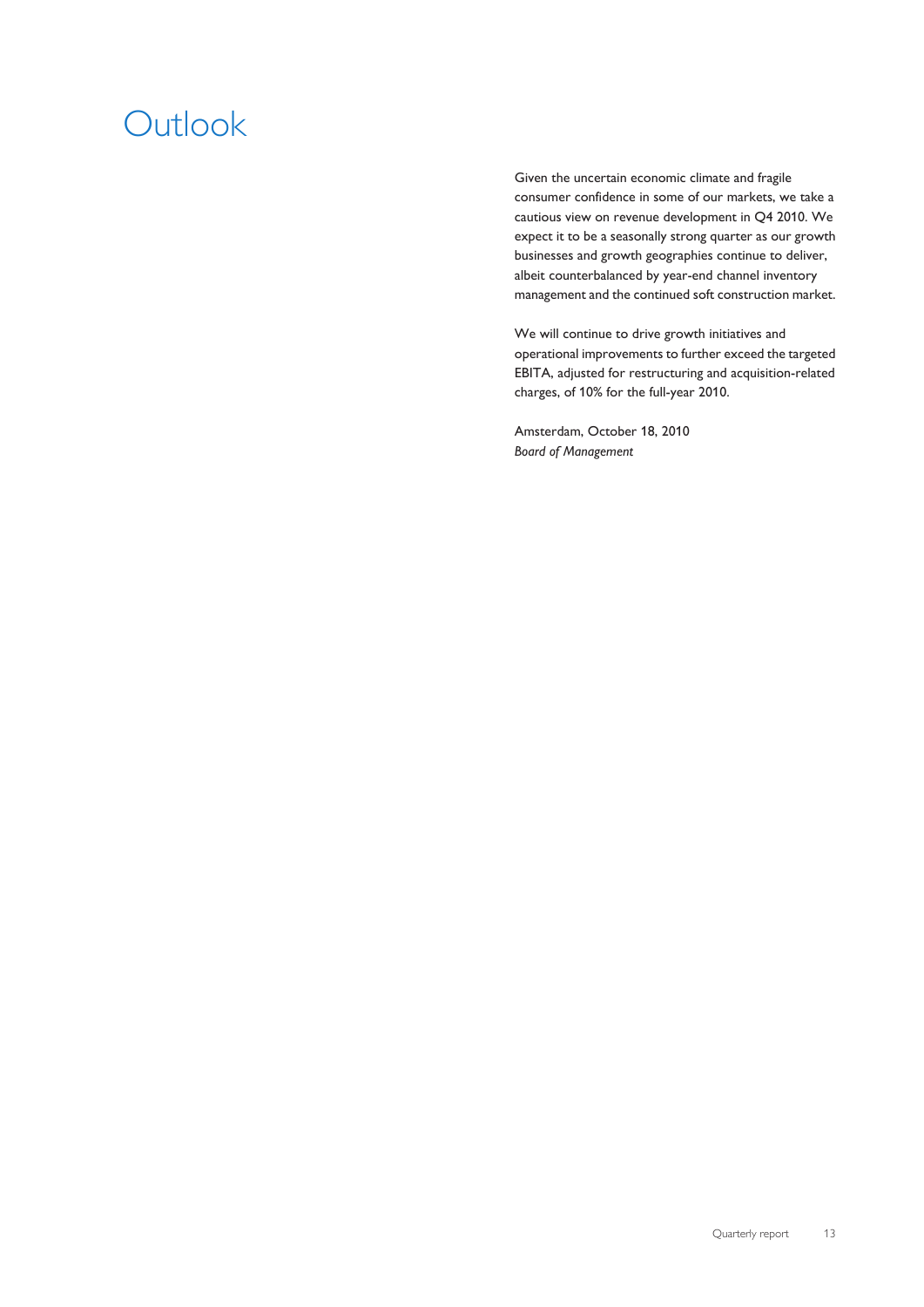# Outlook

Given the uncertain economic climate and fragile consumer confidence in some of our markets, we take a cautious view on revenue development in Q4 2010. We expect it to be a seasonally strong quarter as our growth businesses and growth geographies continue to deliver, albeit counterbalanced by year-end channel inventory management and the continued soft construction market.

We will continue to drive growth initiatives and operational improvements to further exceed the targeted EBITA, adjusted for restructuring and acquisition-related charges, of 10% for the full-year 2010.

Amsterdam, October 18, 2010
*Board of Management*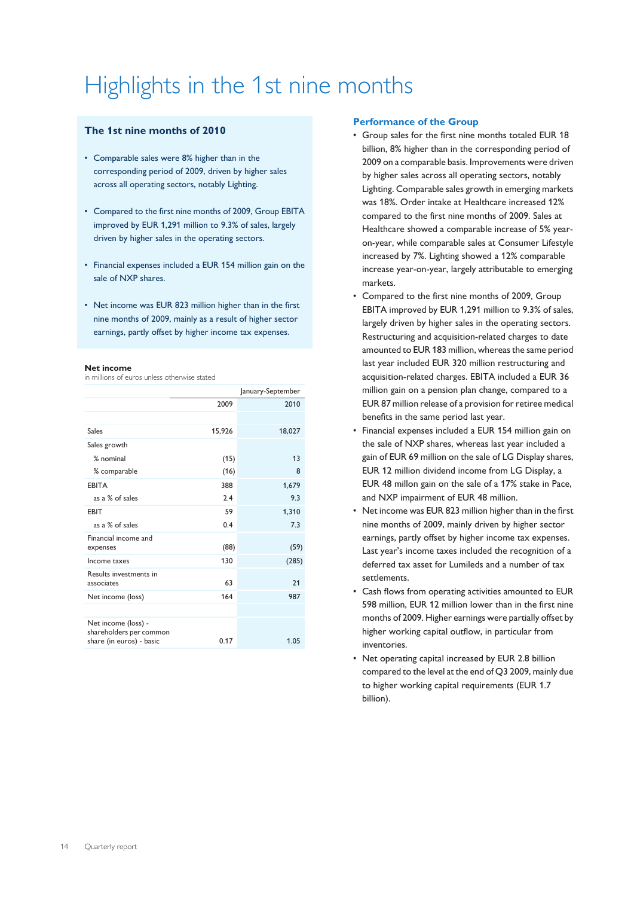# Highlights in the 1st nine months

## The 1st nine months of 2010

- Comparable sales were 8% higher than in the corresponding period of 2009, driven by higher sales across all operating sectors, notably Lighting.
- Compared to the first nine months of 2009, Group EBITA improved by EUR 1,291 million to 9.3% of sales, largely driven by higher sales in the operating sectors.
- Financial expenses included a EUR 154 million gain on the sale of NXP shares.
- Net income was EUR 823 million higher than in the first nine months of 2009, mainly as a result of higher sector earnings, partly offset by higher income tax expenses.

**Net income**

in millions of euros unless otherwise stated

| | January-September | |
|---|---|---|
| | 2009 | 2010 |
| Sales | 15,926 | 18,027 |
| Sales growth | | |
| % nominal | (15) | 13 |
| % comparable | (16) | 8 |
| EBITA | 388 | 1,679 |
| as a % of sales | 2.4 | 9.3 |
| EBIT | 59 | 1,310 |
| as a % of sales | 0.4 | 7.3 |
| Financial income and expenses | (88) | (59) |
| Income taxes | 130 | (285) |
| Results investments in associates | 63 | 21 |
| Net income (loss) | 164 | 987 |
| Net income (loss) - shareholders per common share (in euros) - basic | 0.17 | 1.05 |

## Performance of the Group

- Group sales for the first nine months totaled EUR 18 billion, 8% higher than in the corresponding period of 2009 on a comparable basis. Improvements were driven by higher sales across all operating sectors, notably Lighting. Comparable sales growth in emerging markets was 18%. Order intake at Healthcare increased 12% compared to the first nine months of 2009. Sales at Healthcare showed a comparable increase of 5% year-on-year, while comparable sales at Consumer Lifestyle increased by 7%. Lighting showed a 12% comparable increase year-on-year, largely attributable to emerging markets.
- Compared to the first nine months of 2009, Group EBITA improved by EUR 1,291 million to 9.3% of sales, largely driven by higher sales in the operating sectors. Restructuring and acquisition-related charges to date amounted to EUR 183 million, whereas the same period last year included EUR 320 million restructuring and acquisition-related charges. EBITA included a EUR 36 million gain on a pension plan change, compared to a EUR 87 million release of a provision for retiree medical benefits in the same period last year.
- Financial expenses included a EUR 154 million gain on the sale of NXP shares, whereas last year included a gain of EUR 69 million on the sale of LG Display shares, EUR 12 million dividend income from LG Display, a EUR 48 millon gain on the sale of a 17% stake in Pace, and NXP impairment of EUR 48 million.
- Net income was EUR 823 million higher than in the first nine months of 2009, mainly driven by higher sector earnings, partly offset by higher income tax expenses. Last year's income taxes included the recognition of a deferred tax asset for Lumileds and a number of tax settlements.
- Cash flows from operating activities amounted to EUR 598 million, EUR 12 million lower than in the first nine months of 2009. Higher earnings were partially offset by higher working capital outflow, in particular from inventories.
- Net operating capital increased by EUR 2.8 billion compared to the level at the end of Q3 2009, mainly due to higher working capital requirements (EUR 1.7 billion).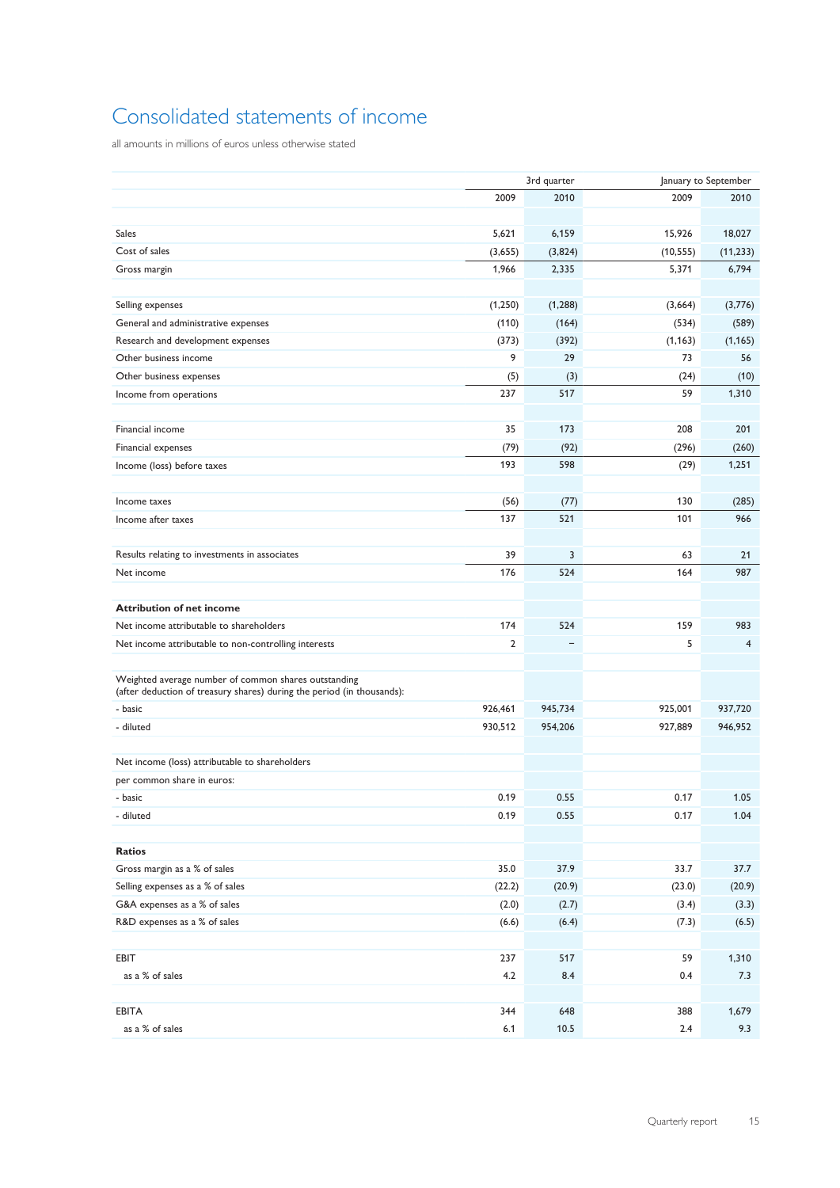# Consolidated statements of income

all amounts in millions of euros unless otherwise stated

| | 3rd quarter | | January to September | |
|---|---|---|---|---|
| | 2009 | 2010 | 2009 | 2010 |
| Sales | 5,621 | 6,159 | 15,926 | 18,027 |
| Cost of sales | (3,655) | (3,824) | (10,555) | (11,233) |
| Gross margin | 1,966 | 2,335 | 5,371 | 6,794 |
| Selling expenses | (1,250) | (1,288) | (3,664) | (3,776) |
| General and administrative expenses | (110) | (164) | (534) | (589) |
| Research and development expenses | (373) | (392) | (1,163) | (1,165) |
| Other business income | 9 | 29 | 73 | 56 |
| Other business expenses | (5) | (3) | (24) | (10) |
| Income from operations | 237 | 517 | 59 | 1,310 |
| Financial income | 35 | 173 | 208 | 201 |
| Financial expenses | (79) | (92) | (296) | (260) |
| Income (loss) before taxes | 193 | 598 | (29) | 1,251 |
| Income taxes | (56) | (77) | 130 | (285) |
| Income after taxes | 137 | 521 | 101 | 966 |
| Results relating to investments in associates | 39 | 3 | 63 | 21 |
| Net income | 176 | 524 | 164 | 987 |
| **Attribution of net income** | | | | |
| Net income attributable to shareholders | 174 | 524 | 159 | 983 |
| Net income attributable to non-controlling interests | 2 | – | 5 | 4 |
| Weighted average number of common shares outstanding (after deduction of treasury shares) during the period (in thousands): | | | | |
| - basic | 926,461 | 945,734 | 925,001 | 937,720 |
| - diluted | 930,512 | 954,206 | 927,889 | 946,952 |
| Net income (loss) attributable to shareholders | | | | |
| per common share in euros: | | | | |
| - basic | 0.19 | 0.55 | 0.17 | 1.05 |
| - diluted | 0.19 | 0.55 | 0.17 | 1.04 |
| **Ratios** | | | | |
| Gross margin as a % of sales | 35.0 | 37.9 | 33.7 | 37.7 |
| Selling expenses as a % of sales | (22.2) | (20.9) | (23.0) | (20.9) |
| G&A expenses as a % of sales | (2.0) | (2.7) | (3.4) | (3.3) |
| R&D expenses as a % of sales | (6.6) | (6.4) | (7.3) | (6.5) |
| EBIT | 237 | 517 | 59 | 1,310 |
| as a % of sales | 4.2 | 8.4 | 0.4 | 7.3 |
| EBITA | 344 | 648 | 388 | 1,679 |
| as a % of sales | 6.1 | 10.5 | 2.4 | 9.3 |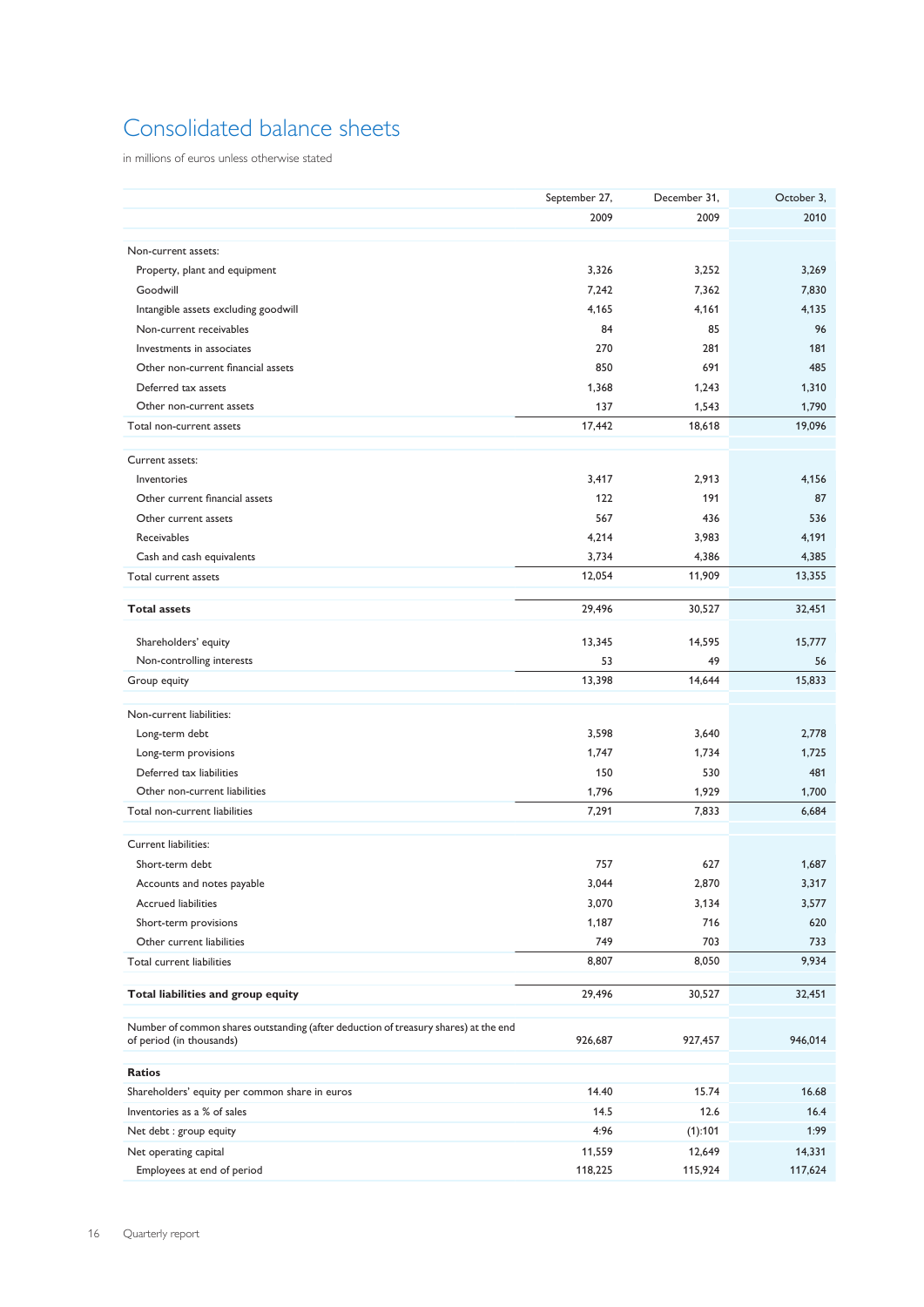# Consolidated balance sheets

in millions of euros unless otherwise stated

| | September 27, 2009 | December 31, 2009 | October 3, 2010 |
|---|---|---|---|
| Non-current assets: | | | |
| Property, plant and equipment | 3,326 | 3,252 | 3,269 |
| Goodwill | 7,242 | 7,362 | 7,830 |
| Intangible assets excluding goodwill | 4,165 | 4,161 | 4,135 |
| Non-current receivables | 84 | 85 | 96 |
| Investments in associates | 270 | 281 | 181 |
| Other non-current financial assets | 850 | 691 | 485 |
| Deferred tax assets | 1,368 | 1,243 | 1,310 |
| Other non-current assets | 137 | 1,543 | 1,790 |
| Total non-current assets | 17,442 | 18,618 | 19,096 |
| Current assets: | | | |
| Inventories | 3,417 | 2,913 | 4,156 |
| Other current financial assets | 122 | 191 | 87 |
| Other current assets | 567 | 436 | 536 |
| Receivables | 4,214 | 3,983 | 4,191 |
| Cash and cash equivalents | 3,734 | 4,386 | 4,385 |
| Total current assets | 12,054 | 11,909 | 13,355 |
| **Total assets** | 29,496 | 30,527 | 32,451 |
| Shareholders' equity | 13,345 | 14,595 | 15,777 |
| Non-controlling interests | 53 | 49 | 56 |
| Group equity | 13,398 | 14,644 | 15,833 |
| Non-current liabilities: | | | |
| Long-term debt | 3,598 | 3,640 | 2,778 |
| Long-term provisions | 1,747 | 1,734 | 1,725 |
| Deferred tax liabilities | 150 | 530 | 481 |
| Other non-current liabilities | 1,796 | 1,929 | 1,700 |
| Total non-current liabilities | 7,291 | 7,833 | 6,684 |
| Current liabilities: | | | |
| Short-term debt | 757 | 627 | 1,687 |
| Accounts and notes payable | 3,044 | 2,870 | 3,317 |
| Accrued liabilities | 3,070 | 3,134 | 3,577 |
| Short-term provisions | 1,187 | 716 | 620 |
| Other current liabilities | 749 | 703 | 733 |
| Total current liabilities | 8,807 | 8,050 | 9,934 |
| **Total liabilities and group equity** | 29,496 | 30,527 | 32,451 |
| Number of common shares outstanding (after deduction of treasury shares) at the end of period (in thousands) | 926,687 | 927,457 | 946,014 |
| **Ratios** | | | |
| Shareholders' equity per common share in euros | 14.40 | 15.74 | 16.68 |
| Inventories as a % of sales | 14.5 | 12.6 | 16.4 |
| Net debt : group equity | 4:96 | (1):101 | 1:99 |
| Net operating capital | 11,559 | 12,649 | 14,331 |
| Employees at end of period | 118,225 | 115,924 | 117,624 |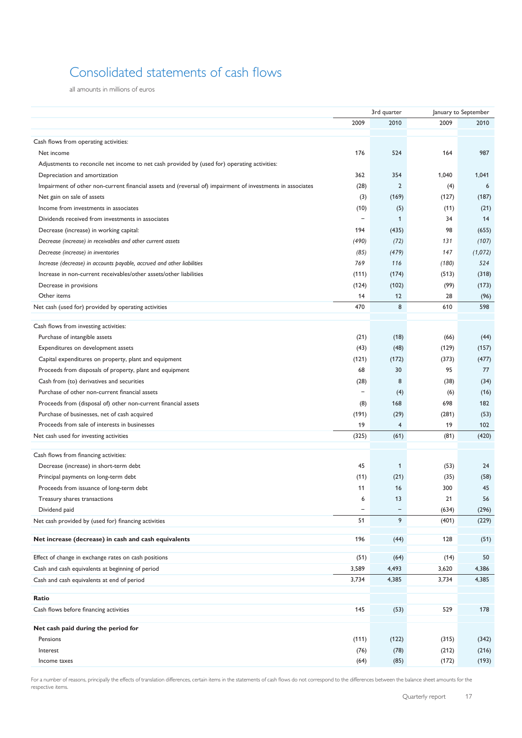# Consolidated statements of cash flows

all amounts in millions of euros

| | 3rd quarter | | January to September | |
|---|---|---|---|---|
| | 2009 | 2010 | 2009 | 2010 |
| Cash flows from operating activities: | | | | |
| Net income | 176 | 524 | 164 | 987 |
| Adjustments to reconcile net income to net cash provided by (used for) operating activities: | | | | |
| Depreciation and amortization | 362 | 354 | 1,040 | 1,041 |
| Impairment of other non-current financial assets and (reversal of) impairment of investments in associates | (28) | 2 | (4) | 6 |
| Net gain on sale of assets | (3) | (169) | (127) | (187) |
| Income from investments in associates | (10) | (5) | (11) | (21) |
| Dividends received from investments in associates | – | 1 | 34 | 14 |
| Decrease (increase) in working capital: | 194 | (435) | 98 | (655) |
| *Decrease (increase) in receivables and other current assets* | *(490)* | *(72)* | *131* | *(107)* |
| *Decrease (increase) in inventories* | *(85)* | *(479)* | *147* | *(1,072)* |
| *Increase (decrease) in accounts payable, accrued and other liabilities* | *769* | *116* | *(180)* | *524* |
| Increase in non-current receivables/other assets/other liabilities | (111) | (174) | (513) | (318) |
| Decrease in provisions | (124) | (102) | (99) | (173) |
| Other items | 14 | 12 | 28 | (96) |
| Net cash (used for) provided by operating activities | 470 | 8 | 610 | 598 |
| | | | | |
| Cash flows from investing activities: | | | | |
| Purchase of intangible assets | (21) | (18) | (66) | (44) |
| Expenditures on development assets | (43) | (48) | (129) | (157) |
| Capital expenditures on property, plant and equipment | (121) | (172) | (373) | (477) |
| Proceeds from disposals of property, plant and equipment | 68 | 30 | 95 | 77 |
| Cash from (to) derivatives and securities | (28) | 8 | (38) | (34) |
| Purchase of other non-current financial assets | – | (4) | (6) | (16) |
| Proceeds from (disposal of) other non-current financial assets | (8) | 168 | 698 | 182 |
| Purchase of businesses, net of cash acquired | (191) | (29) | (281) | (53) |
| Proceeds from sale of interests in businesses | 19 | 4 | 19 | 102 |
| Net cash used for investing activities | (325) | (61) | (81) | (420) |
| | | | | |
| Cash flows from financing activities: | | | | |
| Decrease (increase) in short-term debt | 45 | 1 | (53) | 24 |
| Principal payments on long-term debt | (11) | (21) | (35) | (58) |
| Proceeds from issuance of long-term debt | 11 | 16 | 300 | 45 |
| Treasury shares transactions | 6 | 13 | 21 | 56 |
| Dividend paid | – | – | (634) | (296) |
| Net cash provided by (used for) financing activities | 51 | 9 | (401) | (229) |
| | | | | |
| **Net increase (decrease) in cash and cash equivalents** | 196 | (44) | 128 | (51) |
| | | | | |
| Effect of change in exchange rates on cash positions | (51) | (64) | (14) | 50 |
| Cash and cash equivalents at beginning of period | 3,589 | 4,493 | 3,620 | 4,386 |
| Cash and cash equivalents at end of period | 3,734 | 4,385 | 3,734 | 4,385 |
| | | | | |
| **Ratio** | | | | |
| Cash flows before financing activities | 145 | (53) | 529 | 178 |
| | | | | |
| **Net cash paid during the period for** | | | | |
| Pensions | (111) | (122) | (315) | (342) |
| Interest | (76) | (78) | (212) | (216) |
| Income taxes | (64) | (85) | (172) | (193) |

For a number of reasons, principally the effects of translation differences, certain items in the statements of cash flows do not correspond to the differences between the balance sheet amounts for the respective items.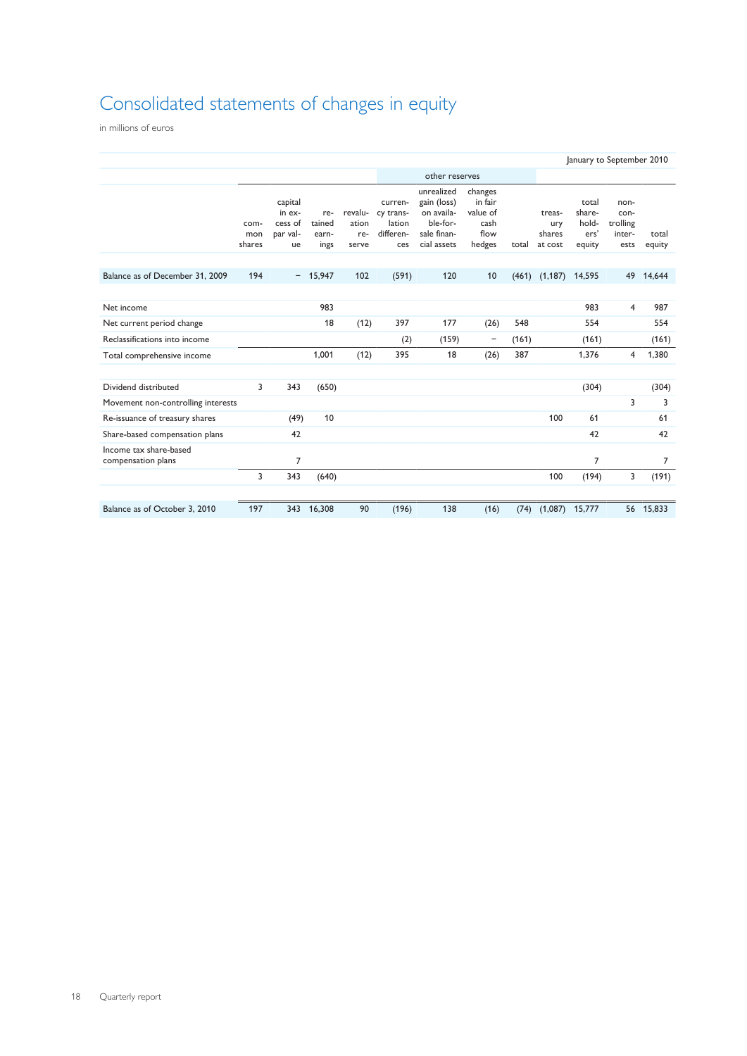# Consolidated statements of changes in equity

in millions of euros

| January to September 2010 | | | | | | | | | | | | | |
|---|---|---|---|---|---|---|---|---|---|---|---|---|---|
| | | | | other reserves | | | | | | | | | |
| | common shares | capital in excess of par value | retained earnings | revaluation reserve | currency translation differences | unrealized gain (loss) on available-for-sale financial assets | changes in fair value of cash flow hedges | total | treasury shares at cost | total shareholders' equity | non-controlling interests | total equity |
| Balance as of December 31, 2009 | 194 | – | 15,947 | 102 | (591) | 120 | 10 | (461) | (1,187) | 14,595 | 49 | 14,644 |
| Net income | | | 983 | | | | | | | 983 | 4 | 987 |
| Net current period change | | | 18 | (12) | 397 | 177 | (26) | 548 | | 554 | | 554 |
| Reclassifications into income | | | | | (2) | (159) | – | (161) | | (161) | | (161) |
| Total comprehensive income | | | 1,001 | (12) | 395 | 18 | (26) | 387 | | 1,376 | 4 | 1,380 |
| Dividend distributed | 3 | 343 | (650) | | | | | | | (304) | | (304) |
| Movement non-controlling interests | | | | | | | | | | | 3 | 3 |
| Re-issuance of treasury shares | | (49) | 10 | | | | | | 100 | 61 | | 61 |
| Share-based compensation plans | | 42 | | | | | | | | 42 | | 42 |
| Income tax share-based compensation plans | | 7 | | | | | | | | 7 | | 7 |
| | 3 | 343 | (640) | | | | | | 100 | (194) | 3 | (191) |
| Balance as of October 3, 2010 | 197 | 343 | 16,308 | 90 | (196) | 138 | (16) | (74) | (1,087) | 15,777 | 56 | 15,833 |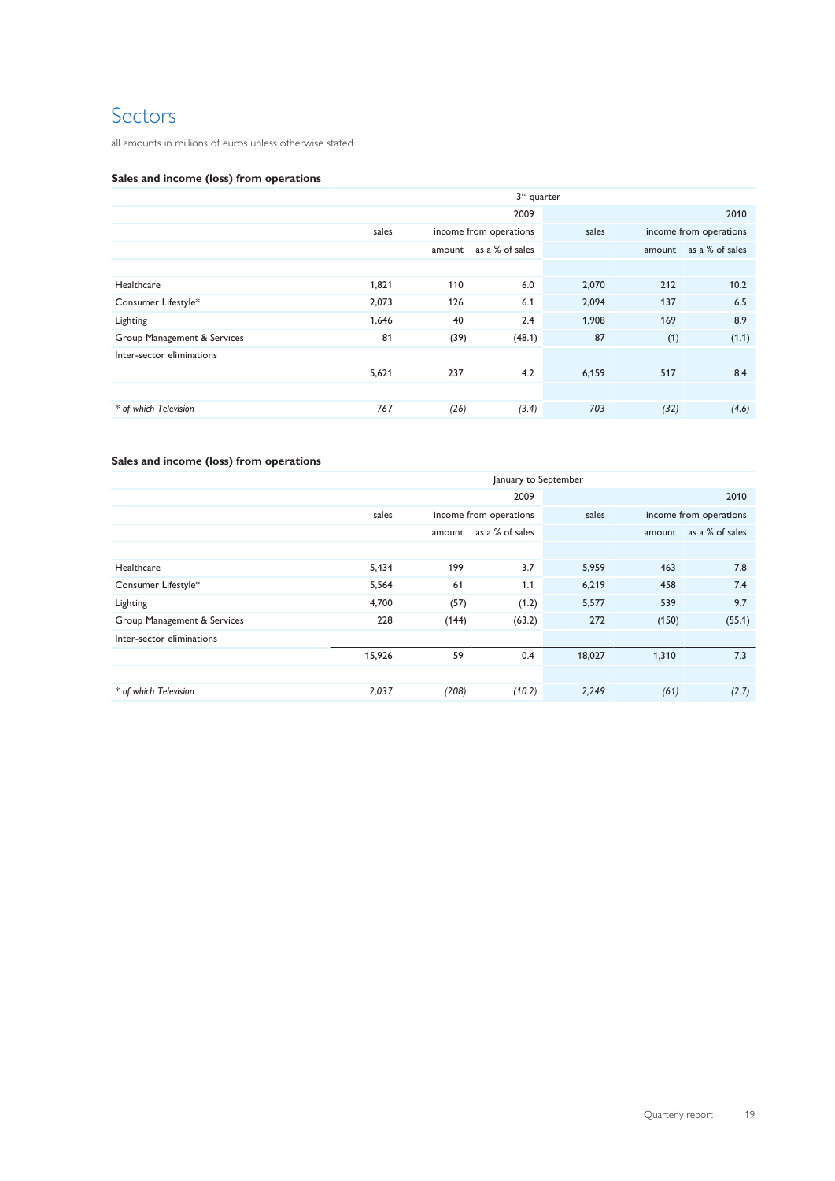# Sectors

all amounts in millions of euros unless otherwise stated

### Sales and income (loss) from operations

| | 3rd quarter | | | | | |
|---|---|---|---|---|---|---|
| | 2009 | | | 2010 | | |
| | sales | income from operations | | sales | income from operations | |
| | | amount | as a % of sales | | amount | as a % of sales |
| Healthcare | 1,821 | 110 | 6.0 | 2,070 | 212 | 10.2 |
| Consumer Lifestyle* | 2,073 | 126 | 6.1 | 2,094 | 137 | 6.5 |
| Lighting | 1,646 | 40 | 2.4 | 1,908 | 169 | 8.9 |
| Group Management & Services | 81 | (39) | (48.1) | 87 | (1) | (1.1) |
| Inter-sector eliminations | | | | | | |
| | 5,621 | 237 | 4.2 | 6,159 | 517 | 8.4 |
| *\* of which Television* | *767* | *(26)* | *(3.4)* | *703* | *(32)* | *(4.6)* |

### Sales and income (loss) from operations

| | January to September | | | | | |
|---|---|---|---|---|---|---|
| | 2009 | | | 2010 | | |
| | sales | income from operations | | sales | income from operations | |
| | | amount | as a % of sales | | amount | as a % of sales |
| Healthcare | 5,434 | 199 | 3.7 | 5,959 | 463 | 7.8 |
| Consumer Lifestyle* | 5,564 | 61 | 1.1 | 6,219 | 458 | 7.4 |
| Lighting | 4,700 | (57) | (1.2) | 5,577 | 539 | 9.7 |
| Group Management & Services | 228 | (144) | (63.2) | 272 | (150) | (55.1) |
| Inter-sector eliminations | | | | | | |
| | 15,926 | 59 | 0.4 | 18,027 | 1,310 | 7.3 |
| *\* of which Television* | *2,037* | *(208)* | *(10.2)* | *2,249* | *(61)* | *(2.7)* |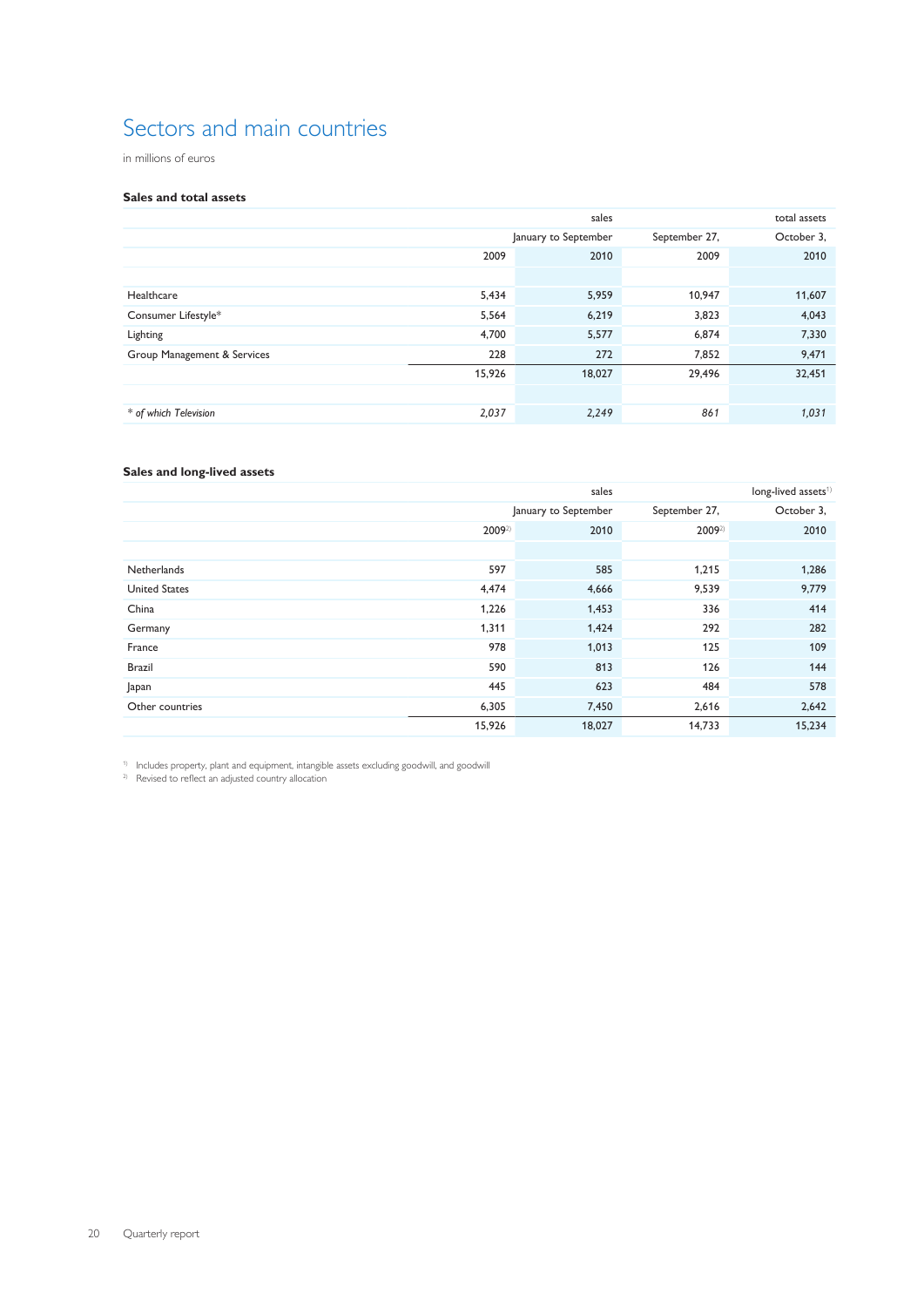# Sectors and main countries

in millions of euros

### Sales and total assets

| | sales | | total assets | |
|---|---|---|---|---|
| | | January to September | September 27, | October 3, |
| | 2009 | 2010 | 2009 | 2010 |
| Healthcare | 5,434 | 5,959 | 10,947 | 11,607 |
| Consumer Lifestyle* | 5,564 | 6,219 | 3,823 | 4,043 |
| Lighting | 4,700 | 5,577 | 6,874 | 7,330 |
| Group Management & Services | 228 | 272 | 7,852 | 9,471 |
| | 15,926 | 18,027 | 29,496 | 32,451 |
| *\* of which Television* | *2,037* | *2,249* | *861* | *1,031* |

### Sales and long-lived assets

| | sales | | long-lived assets[1] | |
|---|---|---|---|---|
| | | January to September | September 27, | October 3, |
| | 2009[2] | 2010 | 2009[2] | 2010 |
| Netherlands | 597 | 585 | 1,215 | 1,286 |
| United States | 4,474 | 4,666 | 9,539 | 9,779 |
| China | 1,226 | 1,453 | 336 | 414 |
| Germany | 1,311 | 1,424 | 292 | 282 |
| France | 978 | 1,013 | 125 | 109 |
| Brazil | 590 | 813 | 126 | 144 |
| Japan | 445 | 623 | 484 | 578 |
| Other countries | 6,305 | 7,450 | 2,616 | 2,642 |
| | 15,926 | 18,027 | 14,733 | 15,234 |

[1] Includes property, plant and equipment, intangible assets excluding goodwill, and goodwill

[2] Revised to reflect an adjusted country allocation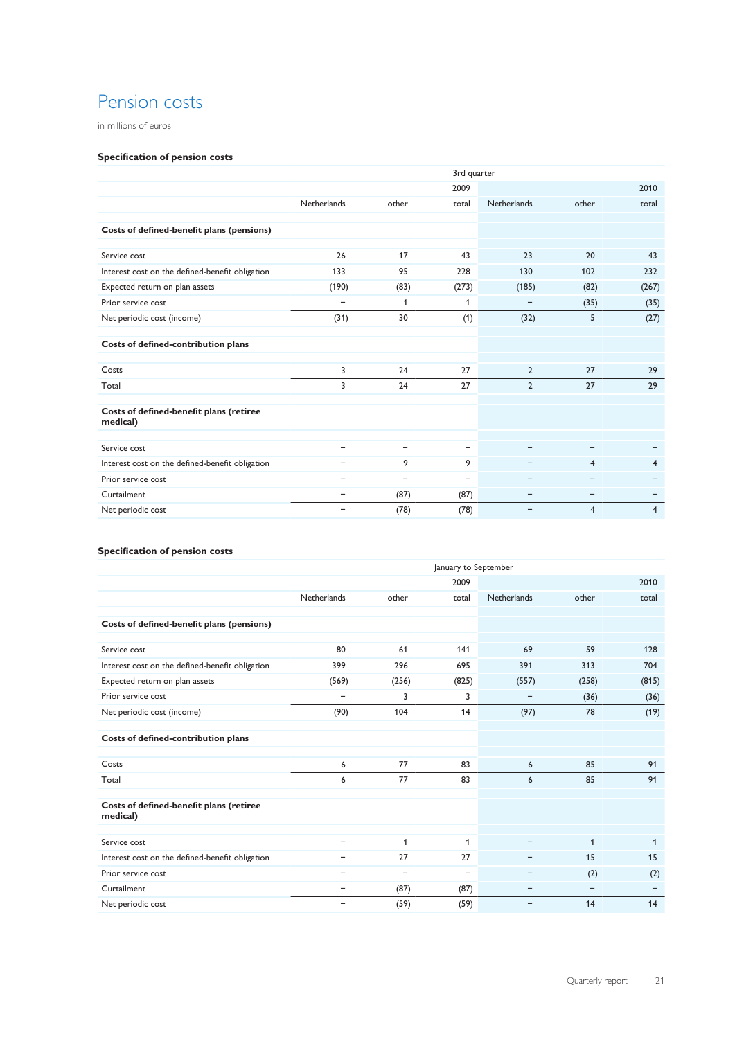# Pension costs

in millions of euros

### Specification of pension costs

| | 3rd quarter | | | | | |
|---|---|---|---|---|---|---|
| | | | 2009 | | | 2010 |
| | Netherlands | other | total | Netherlands | other | total |
| **Costs of defined-benefit plans (pensions)** | | | | | | |
| Service cost | 26 | 17 | 43 | 23 | 20 | 43 |
| Interest cost on the defined-benefit obligation | 133 | 95 | 228 | 130 | 102 | 232 |
| Expected return on plan assets | (190) | (83) | (273) | (185) | (82) | (267) |
| Prior service cost | – | 1 | 1 | – | (35) | (35) |
| Net periodic cost (income) | (31) | 30 | (1) | (32) | 5 | (27) |
| **Costs of defined-contribution plans** | | | | | | |
| Costs | 3 | 24 | 27 | 2 | 27 | 29 |
| Total | 3 | 24 | 27 | 2 | 27 | 29 |
| **Costs of defined-benefit plans (retiree medical)** | | | | | | |
| Service cost | – | – | – | – | – | – |
| Interest cost on the defined-benefit obligation | – | 9 | 9 | – | 4 | 4 |
| Prior service cost | – | – | – | – | – | – |
| Curtailment | – | (87) | (87) | – | – | – |
| Net periodic cost | – | (78) | (78) | – | 4 | 4 |

### Specification of pension costs

| | January to September | | | | | |
|---|---|---|---|---|---|---|
| | | | 2009 | | | 2010 |
| | Netherlands | other | total | Netherlands | other | total |
| **Costs of defined-benefit plans (pensions)** | | | | | | |
| Service cost | 80 | 61 | 141 | 69 | 59 | 128 |
| Interest cost on the defined-benefit obligation | 399 | 296 | 695 | 391 | 313 | 704 |
| Expected return on plan assets | (569) | (256) | (825) | (557) | (258) | (815) |
| Prior service cost | – | 3 | 3 | – | (36) | (36) |
| Net periodic cost (income) | (90) | 104 | 14 | (97) | 78 | (19) |
| **Costs of defined-contribution plans** | | | | | | |
| Costs | 6 | 77 | 83 | 6 | 85 | 91 |
| Total | 6 | 77 | 83 | 6 | 85 | 91 |
| **Costs of defined-benefit plans (retiree medical)** | | | | | | |
| Service cost | – | 1 | 1 | – | 1 | 1 |
| Interest cost on the defined-benefit obligation | – | 27 | 27 | – | 15 | 15 |
| Prior service cost | – | – | – | – | (2) | (2) |
| Curtailment | – | (87) | (87) | – | – | – |
| Net periodic cost | – | (59) | (59) | – | 14 | 14 |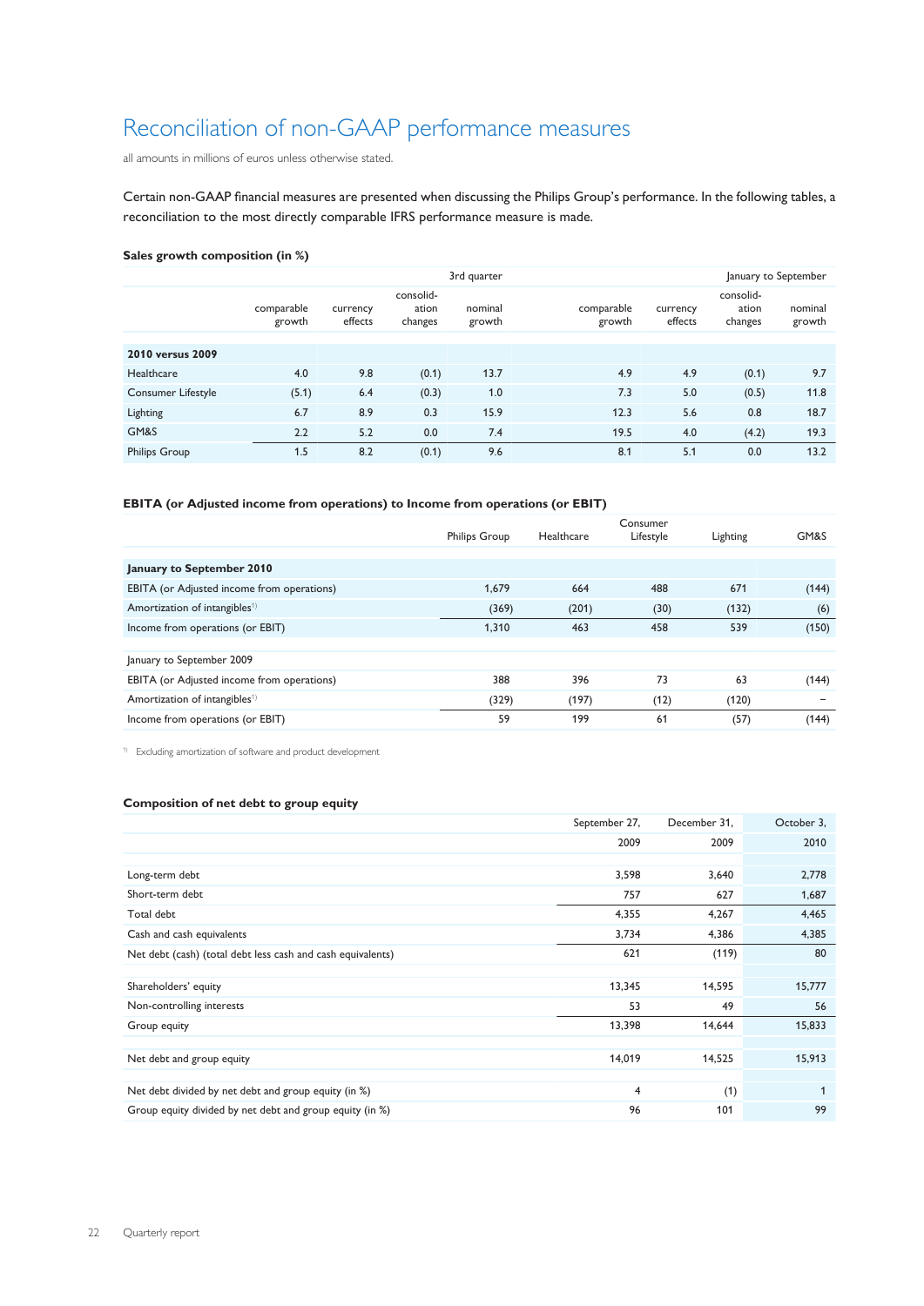# Reconciliation of non-GAAP performance measures

all amounts in millions of euros unless otherwise stated.

Certain non-GAAP financial measures are presented when discussing the Philips Group's performance. In the following tables, a reconciliation to the most directly comparable IFRS performance measure is made.

**Sales growth composition (in %)**

| | 3rd quarter | | | | January to September | | | |
|---|---|---|---|---|---|---|---|---|
| | comparable growth | currency effects | consolid-ation changes | nominal growth | comparable growth | currency effects | consolid-ation changes | nominal growth |
| **2010 versus 2009** | | | | | | | | |
| Healthcare | 4.0 | 9.8 | (0.1) | 13.7 | 4.9 | 4.9 | (0.1) | 9.7 |
| Consumer Lifestyle | (5.1) | 6.4 | (0.3) | 1.0 | 7.3 | 5.0 | (0.5) | 11.8 |
| Lighting | 6.7 | 8.9 | 0.3 | 15.9 | 12.3 | 5.6 | 0.8 | 18.7 |
| GM&S | 2.2 | 5.2 | 0.0 | 7.4 | 19.5 | 4.0 | (4.2) | 19.3 |
| Philips Group | 1.5 | 8.2 | (0.1) | 9.6 | 8.1 | 5.1 | 0.0 | 13.2 |

**EBITA (or Adjusted income from operations) to Income from operations (or EBIT)**

| | Philips Group | Healthcare | Consumer Lifestyle | Lighting | GM&S |
|---|---|---|---|---|---|
| **January to September 2010** | | | | | |
| EBITA (or Adjusted income from operations) | 1,679 | 664 | 488 | 671 | (144) |
| Amortization of intangibles[1] | (369) | (201) | (30) | (132) | (6) |
| Income from operations (or EBIT) | 1,310 | 463 | 458 | 539 | (150) |
| | | | | | |
| January to September 2009 | | | | | |
| EBITA (or Adjusted income from operations) | 388 | 396 | 73 | 63 | (144) |
| Amortization of intangibles[1] | (329) | (197) | (12) | (120) | – |
| Income from operations (or EBIT) | 59 | 199 | 61 | (57) | (144) |

[1] Excluding amortization of software and product development

**Composition of net debt to group equity**

| | September 27, 2009 | December 31, 2009 | October 3, 2010 |
|---|---|---|---|
| Long-term debt | 3,598 | 3,640 | 2,778 |
| Short-term debt | 757 | 627 | 1,687 |
| Total debt | 4,355 | 4,267 | 4,465 |
| Cash and cash equivalents | 3,734 | 4,386 | 4,385 |
| Net debt (cash) (total debt less cash and cash equivalents) | 621 | (119) | 80 |
| | | | |
| Shareholders' equity | 13,345 | 14,595 | 15,777 |
| Non-controlling interests | 53 | 49 | 56 |
| Group equity | 13,398 | 14,644 | 15,833 |
| | | | |
| Net debt and group equity | 14,019 | 14,525 | 15,913 |
| | | | |
| Net debt divided by net debt and group equity (in %) | 4 | (1) | 1 |
| Group equity divided by net debt and group equity (in %) | 96 | 101 | 99 |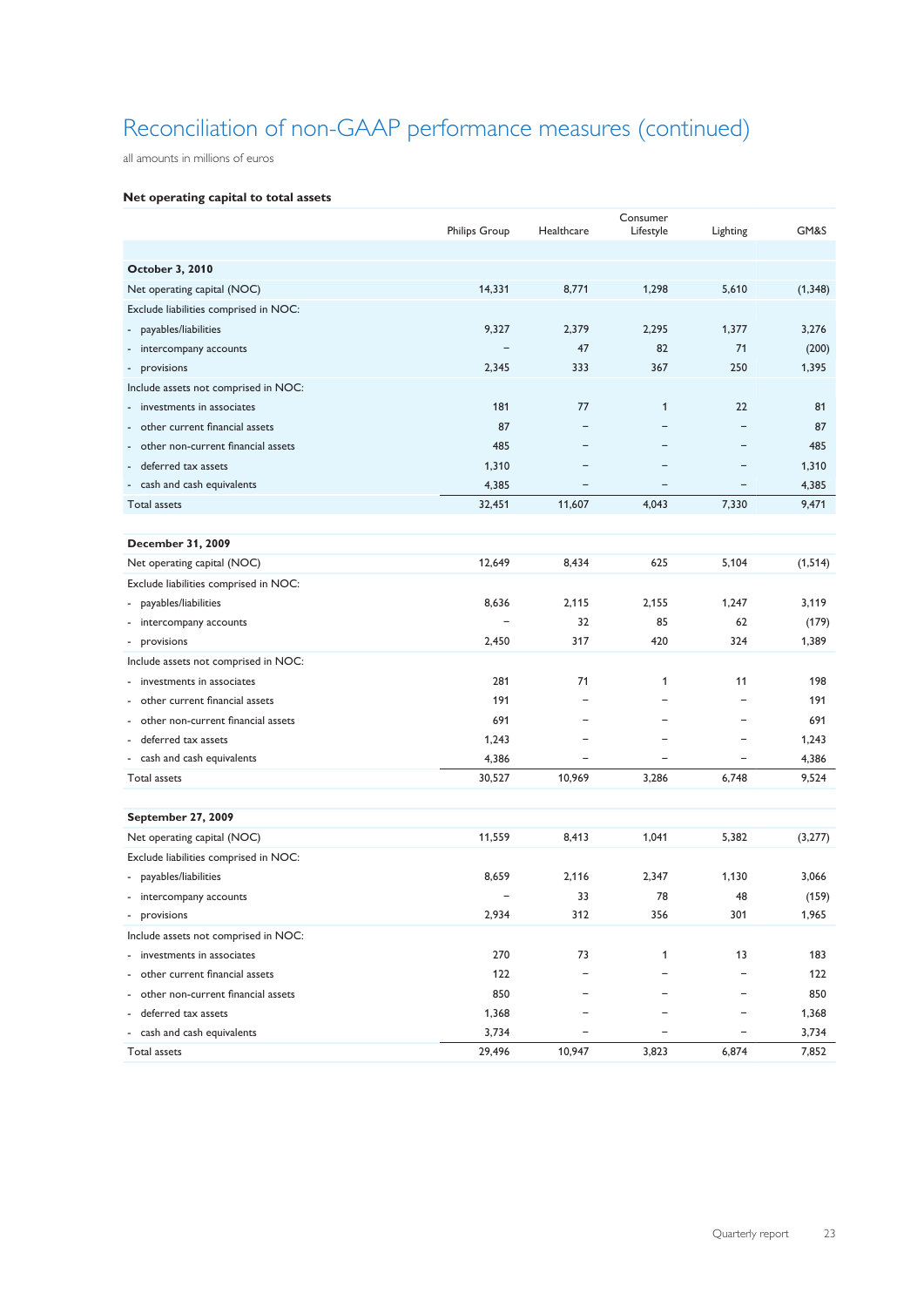# Reconciliation of non-GAAP performance measures (continued)

all amounts in millions of euros

**Net operating capital to total assets**

| | Philips Group | Healthcare | Consumer Lifestyle | Lighting | GM&S |
|---|---|---|---|---|---|
| **October 3, 2010** | | | | | |
| Net operating capital (NOC) | 14,331 | 8,771 | 1,298 | 5,610 | (1,348) |
| Exclude liabilities comprised in NOC: | | | | | |
| - payables/liabilities | 9,327 | 2,379 | 2,295 | 1,377 | 3,276 |
| - intercompany accounts | − | 47 | 82 | 71 | (200) |
| - provisions | 2,345 | 333 | 367 | 250 | 1,395 |
| Include assets not comprised in NOC: | | | | | |
| - investments in associates | 181 | 77 | 1 | 22 | 81 |
| - other current financial assets | 87 | − | − | − | 87 |
| - other non-current financial assets | 485 | − | − | − | 485 |
| - deferred tax assets | 1,310 | − | − | − | 1,310 |
| - cash and cash equivalents | 4,385 | − | − | − | 4,385 |
| Total assets | 32,451 | 11,607 | 4,043 | 7,330 | 9,471 |
| | | | | | |
| **December 31, 2009** | | | | | |
| Net operating capital (NOC) | 12,649 | 8,434 | 625 | 5,104 | (1,514) |
| Exclude liabilities comprised in NOC: | | | | | |
| - payables/liabilities | 8,636 | 2,115 | 2,155 | 1,247 | 3,119 |
| - intercompany accounts | − | 32 | 85 | 62 | (179) |
| - provisions | 2,450 | 317 | 420 | 324 | 1,389 |
| Include assets not comprised in NOC: | | | | | |
| - investments in associates | 281 | 71 | 1 | 11 | 198 |
| - other current financial assets | 191 | − | − | − | 191 |
| - other non-current financial assets | 691 | − | − | − | 691 |
| - deferred tax assets | 1,243 | − | − | − | 1,243 |
| - cash and cash equivalents | 4,386 | − | − | − | 4,386 |
| Total assets | 30,527 | 10,969 | 3,286 | 6,748 | 9,524 |
| | | | | | |
| **September 27, 2009** | | | | | |
| Net operating capital (NOC) | 11,559 | 8,413 | 1,041 | 5,382 | (3,277) |
| Exclude liabilities comprised in NOC: | | | | | |
| - payables/liabilities | 8,659 | 2,116 | 2,347 | 1,130 | 3,066 |
| - intercompany accounts | − | 33 | 78 | 48 | (159) |
| - provisions | 2,934 | 312 | 356 | 301 | 1,965 |
| Include assets not comprised in NOC: | | | | | |
| - investments in associates | 270 | 73 | 1 | 13 | 183 |
| - other current financial assets | 122 | − | − | − | 122 |
| - other non-current financial assets | 850 | − | − | − | 850 |
| - deferred tax assets | 1,368 | − | − | − | 1,368 |
| - cash and cash equivalents | 3,734 | − | − | − | 3,734 |
| Total assets | 29,496 | 10,947 | 3,823 | 6,874 | 7,852 |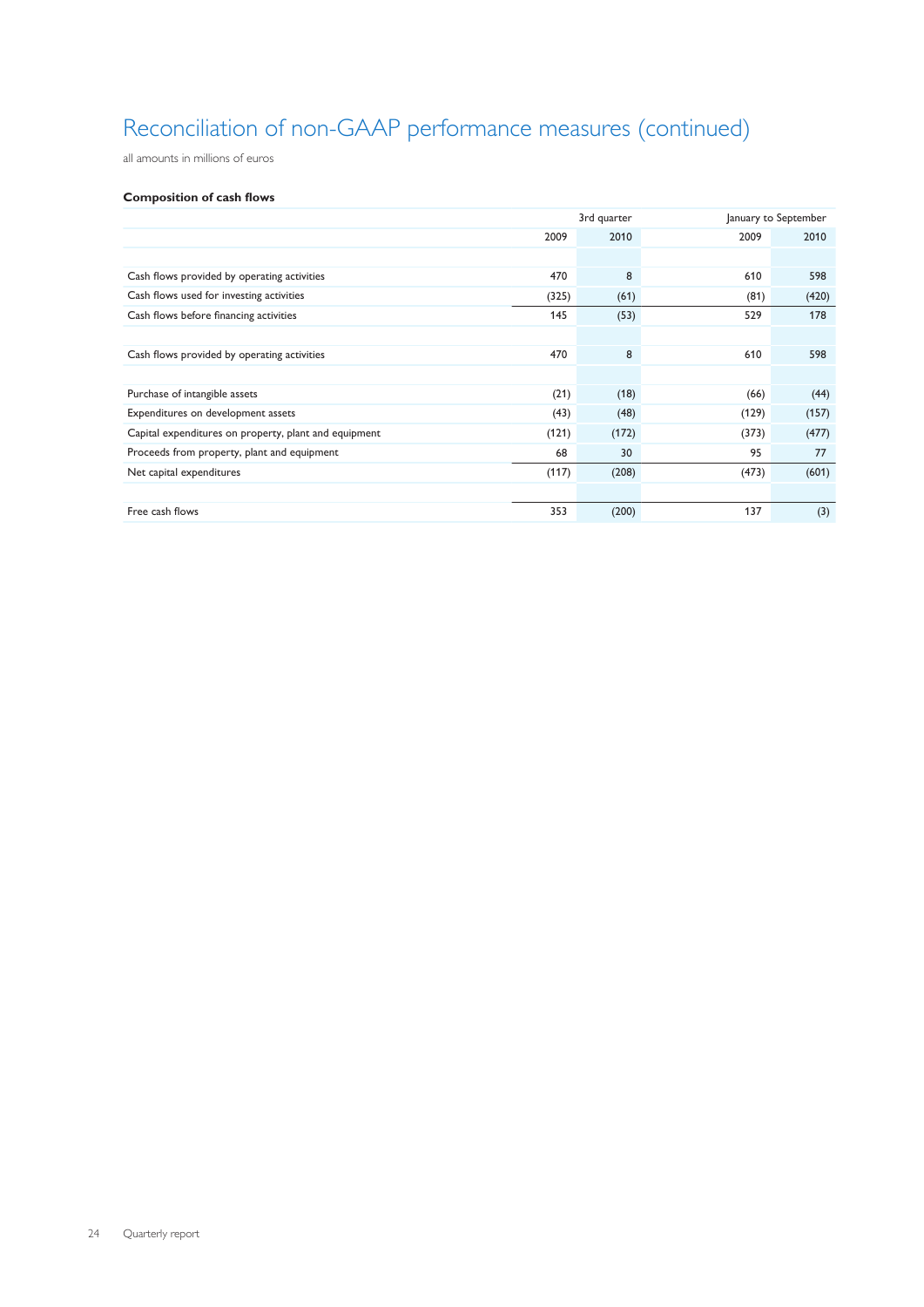# Reconciliation of non-GAAP performance measures (continued)

all amounts in millions of euros

**Composition of cash flows**

| | 3rd quarter | | January to September | |
|---|---|---|---|---|
| | 2009 | 2010 | 2009 | 2010 |
| Cash flows provided by operating activities | 470 | 8 | 610 | 598 |
| Cash flows used for investing activities | (325) | (61) | (81) | (420) |
| Cash flows before financing activities | 145 | (53) | 529 | 178 |
| | | | | |
| Cash flows provided by operating activities | 470 | 8 | 610 | 598 |
| | | | | |
| Purchase of intangible assets | (21) | (18) | (66) | (44) |
| Expenditures on development assets | (43) | (48) | (129) | (157) |
| Capital expenditures on property, plant and equipment | (121) | (172) | (373) | (477) |
| Proceeds from property, plant and equipment | 68 | 30 | 95 | 77 |
| Net capital expenditures | (117) | (208) | (473) | (601) |
| | | | | |
| Free cash flows | 353 | (200) | 137 | (3) |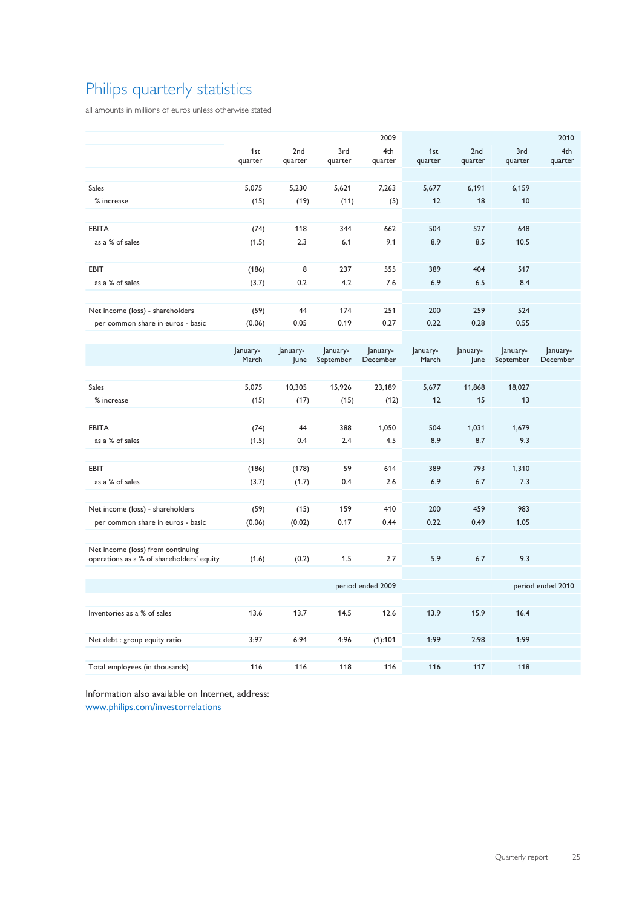# Philips quarterly statistics

all amounts in millions of euros unless otherwise stated

| | 2009 | | | | 2010 | | | |
|---|---|---|---|---|---|---|---|---|
| | 1st quarter | 2nd quarter | 3rd quarter | 4th quarter | 1st quarter | 2nd quarter | 3rd quarter | 4th quarter |
| Sales | 5,075 | 5,230 | 5,621 | 7,263 | 5,677 | 6,191 | 6,159 | |
| % increase | (15) | (19) | (11) | (5) | 12 | 18 | 10 | |
| EBITA | (74) | 118 | 344 | 662 | 504 | 527 | 648 | |
| as a % of sales | (1.5) | 2.3 | 6.1 | 9.1 | 8.9 | 8.5 | 10.5 | |
| EBIT | (186) | 8 | 237 | 555 | 389 | 404 | 517 | |
| as a % of sales | (3.7) | 0.2 | 4.2 | 7.6 | 6.9 | 6.5 | 8.4 | |
| Net income (loss) - shareholders | (59) | 44 | 174 | 251 | 200 | 259 | 524 | |
| per common share in euros - basic | (0.06) | 0.05 | 0.19 | 0.27 | 0.22 | 0.28 | 0.55 | |
| | January-March | January-June | January-September | January-December | January-March | January-June | January-September | January-December |
| Sales | 5,075 | 10,305 | 15,926 | 23,189 | 5,677 | 11,868 | 18,027 | |
| % increase | (15) | (17) | (15) | (12) | 12 | 15 | 13 | |
| EBITA | (74) | 44 | 388 | 1,050 | 504 | 1,031 | 1,679 | |
| as a % of sales | (1.5) | 0.4 | 2.4 | 4.5 | 8.9 | 8.7 | 9.3 | |
| EBIT | (186) | (178) | 59 | 614 | 389 | 793 | 1,310 | |
| as a % of sales | (3.7) | (1.7) | 0.4 | 2.6 | 6.9 | 6.7 | 7.3 | |
| Net income (loss) - shareholders | (59) | (15) | 159 | 410 | 200 | 459 | 983 | |
| per common share in euros - basic | (0.06) | (0.02) | 0.17 | 0.44 | 0.22 | 0.49 | 1.05 | |
| Net income (loss) from continuing operations as a % of shareholders' equity | (1.6) | (0.2) | 1.5 | 2.7 | 5.9 | 6.7 | 9.3 | |
| | | | | period ended 2009 | | | | period ended 2010 |
| Inventories as a % of sales | 13.6 | 13.7 | 14.5 | 12.6 | 13.9 | 15.9 | 16.4 | |
| Net debt : group equity ratio | 3:97 | 6:94 | 4:96 | (1):101 | 1:99 | 2:98 | 1:99 | |
| Total employees (in thousands) | 116 | 116 | 118 | 116 | 116 | 117 | 118 | |

Information also available on Internet, address:
www.philips.com/investorrelations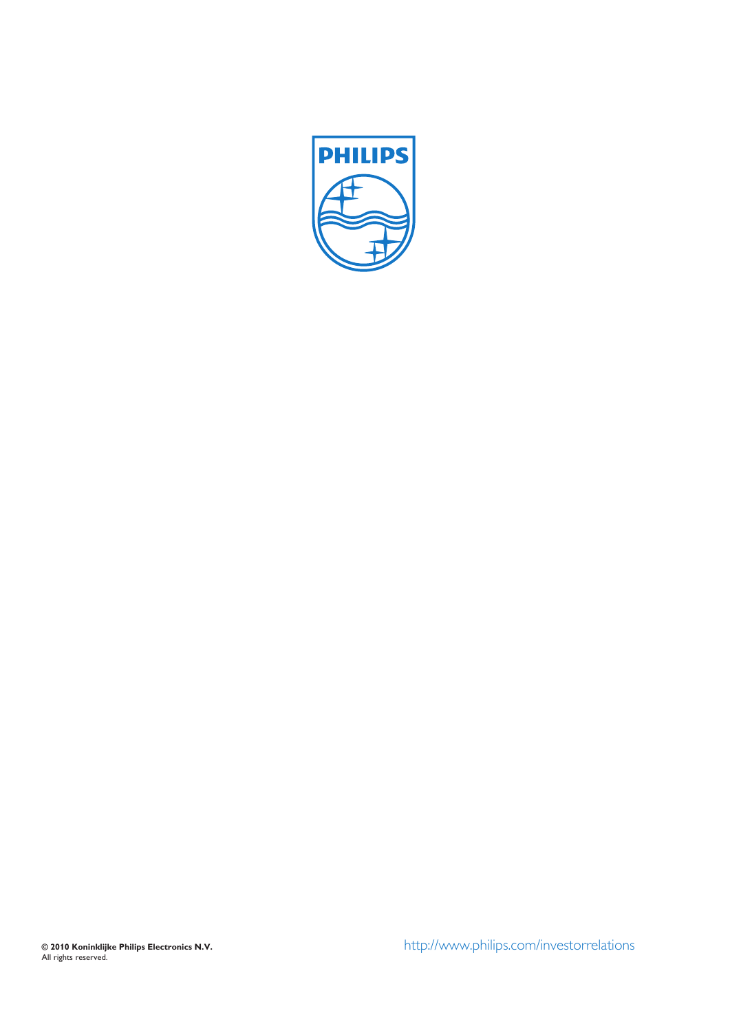PHILIPS

**© 2010 Koninklijke Philips Electronics N.V.**
All rights reserved.

http://www.philips.com/investorrelations